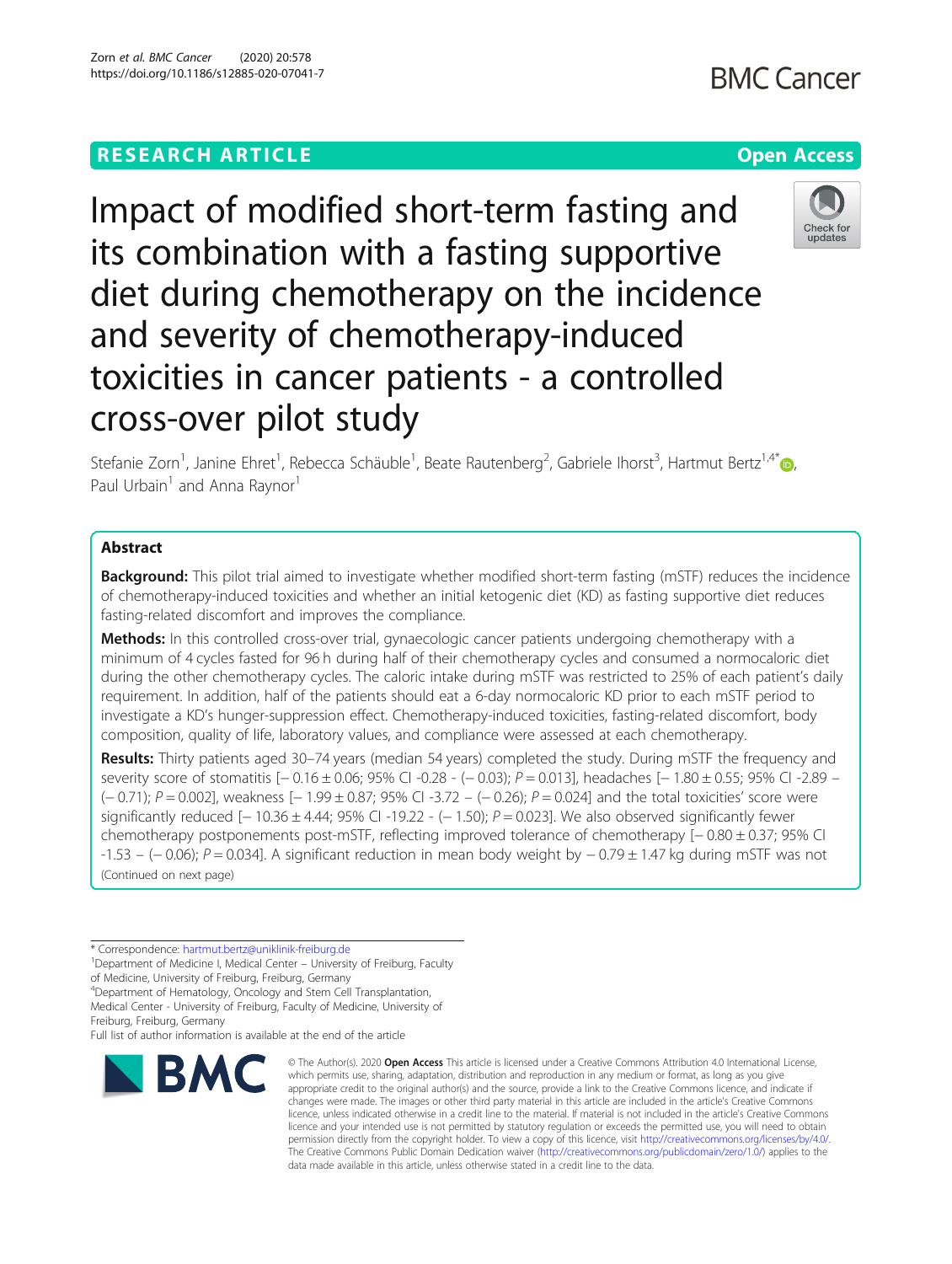RESEARCH ARTICLE

Open Access

# Impact of modified short-term fasting and its combination with a fasting supportive diet during chemotherapy on the incidence and severity of chemotherapy-induced toxicities in cancer patients - a controlled cross-over pilot study

Stefanie Zorn[1], Janine Ehret[1], Rebecca Schäuble[1], Beate Rautenberg[2], Gabriele Ihorst[3], Hartmut Bertz[1,4*], Paul Urbain[1] and Anna Raynor[1]

## Abstract

**Background:** This pilot trial aimed to investigate whether modified short-term fasting (mSTF) reduces the incidence of chemotherapy-induced toxicities and whether an initial ketogenic diet (KD) as fasting supportive diet reduces fasting-related discomfort and improves the compliance.

**Methods:** In this controlled cross-over trial, gynaecologic cancer patients undergoing chemotherapy with a minimum of 4 cycles fasted for 96 h during half of their chemotherapy cycles and consumed a normocaloric diet during the other chemotherapy cycles. The caloric intake during mSTF was restricted to 25% of each patient's daily requirement. In addition, half of the patients should eat a 6-day normocaloric KD prior to each mSTF period to investigate a KD's hunger-suppression effect. Chemotherapy-induced toxicities, fasting-related discomfort, body composition, quality of life, laboratory values, and compliance were assessed at each chemotherapy.

**Results:** Thirty patients aged 30–74 years (median 54 years) completed the study. During mSTF the frequency and severity score of stomatitis [− 0.16 ± 0.06; 95% CI -0.28 - (− 0.03); P = 0.013], headaches [− 1.80 ± 0.55; 95% CI -2.89 – (− 0.71); P = 0.002], weakness [− 1.99 ± 0.87; 95% CI -3.72 – (− 0.26); P = 0.024] and the total toxicities' score were significantly reduced [− 10.36 ± 4.44; 95% CI -19.22 - (− 1.50); P = 0.023]. We also observed significantly fewer chemotherapy postponements post-mSTF, reflecting improved tolerance of chemotherapy [− 0.80 ± 0.37; 95% CI -1.53 – (− 0.06); P = 0.034]. A significant reduction in mean body weight by − 0.79 ± 1.47 kg during mSTF was not

(Continued on next page)

* Correspondence: hartmut.bertz@uniklinik-freiburg.de
[1]Department of Medicine I, Medical Center – University of Freiburg, Faculty of Medicine, University of Freiburg, Freiburg, Germany
[4]Department of Hematology, Oncology and Stem Cell Transplantation, Medical Center - University of Freiburg, Faculty of Medicine, University of Freiburg, Freiburg, Germany
Full list of author information is available at the end of the article

© The Author(s). 2020 **Open Access** This article is licensed under a Creative Commons Attribution 4.0 International License, which permits use, sharing, adaptation, distribution and reproduction in any medium or format, as long as you give appropriate credit to the original author(s) and the source, provide a link to the Creative Commons licence, and indicate if changes were made. The images or other third party material in this article are included in the article's Creative Commons licence, unless indicated otherwise in a credit line to the material. If material is not included in the article's Creative Commons licence and your intended use is not permitted by statutory regulation or exceeds the permitted use, you will need to obtain permission directly from the copyright holder. To view a copy of this licence, visit http://creativecommons.org/licenses/by/4.0/. The Creative Commons Public Domain Dedication waiver (http://creativecommons.org/publicdomain/zero/1.0/) applies to the data made available in this article, unless otherwise stated in a credit line to the data.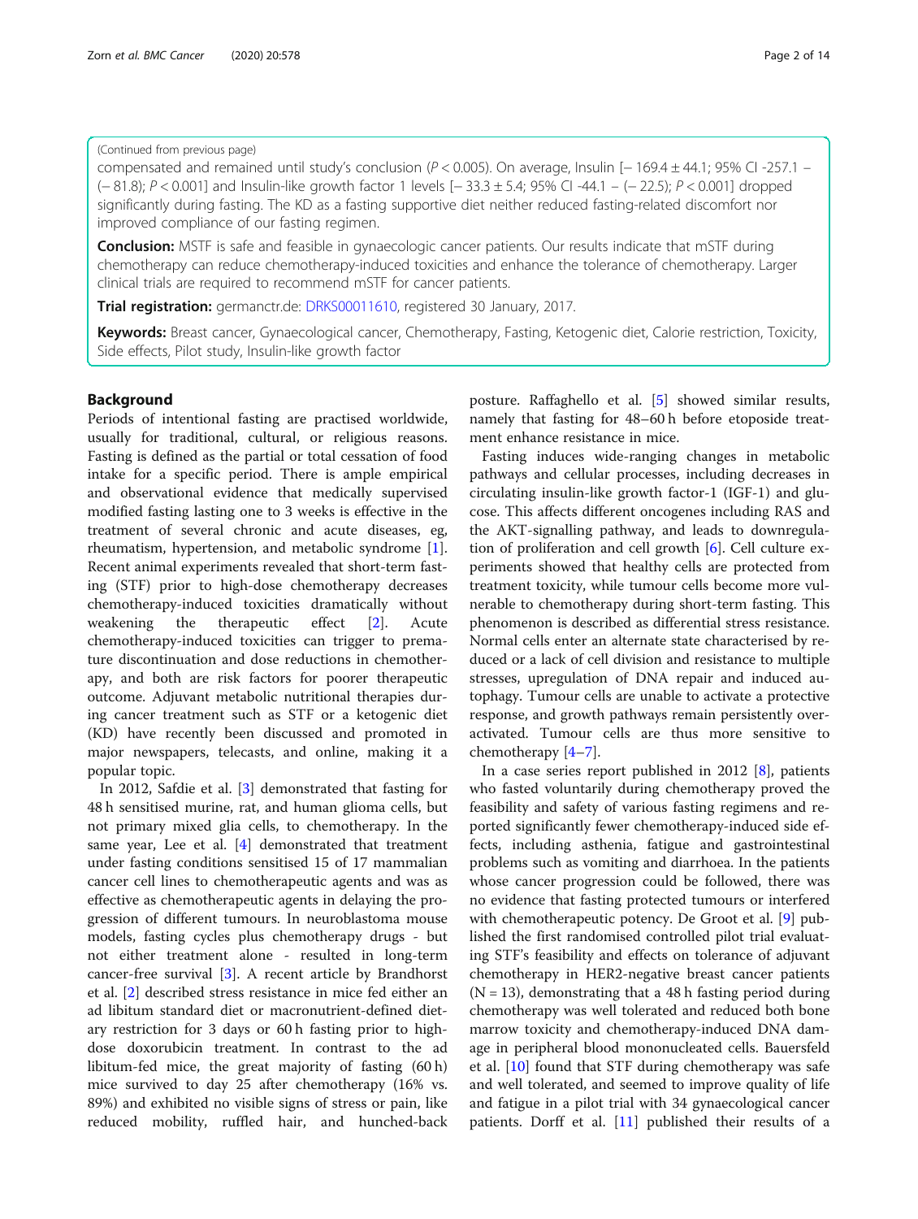(Continued from previous page)

compensated and remained until study's conclusion ($P < 0.005$). On average, Insulin [$-169.4 \pm 44.1$; 95% CI -257.1 – (−81.8); $P < 0.001$] and Insulin-like growth factor 1 levels [$-33.3 \pm 5.4$; 95% CI -44.1 – (−22.5); $P < 0.001$] dropped significantly during fasting. The KD as a fasting supportive diet neither reduced fasting-related discomfort nor improved compliance of our fasting regimen.

**Conclusion:** MSTF is safe and feasible in gynaecologic cancer patients. Our results indicate that mSTF during chemotherapy can reduce chemotherapy-induced toxicities and enhance the tolerance of chemotherapy. Larger clinical trials are required to recommend mSTF for cancer patients.

**Trial registration:** germanctr.de: DRKS00011610, registered 30 January, 2017.

**Keywords:** Breast cancer, Gynaecological cancer, Chemotherapy, Fasting, Ketogenic diet, Calorie restriction, Toxicity, Side effects, Pilot study, Insulin-like growth factor

## Background

Periods of intentional fasting are practised worldwide, usually for traditional, cultural, or religious reasons. Fasting is defined as the partial or total cessation of food intake for a specific period. There is ample empirical and observational evidence that medically supervised modified fasting lasting one to 3 weeks is effective in the treatment of several chronic and acute diseases, eg, rheumatism, hypertension, and metabolic syndrome [1]. Recent animal experiments revealed that short-term fasting (STF) prior to high-dose chemotherapy decreases chemotherapy-induced toxicities dramatically without weakening the therapeutic effect [2]. Acute chemotherapy-induced toxicities can trigger to premature discontinuation and dose reductions in chemotherapy, and both are risk factors for poorer therapeutic outcome. Adjuvant metabolic nutritional therapies during cancer treatment such as STF or a ketogenic diet (KD) have recently been discussed and promoted in major newspapers, telecasts, and online, making it a popular topic.

In 2012, Safdie et al. [3] demonstrated that fasting for 48 h sensitised murine, rat, and human glioma cells, but not primary mixed glia cells, to chemotherapy. In the same year, Lee et al. [4] demonstrated that treatment under fasting conditions sensitised 15 of 17 mammalian cancer cell lines to chemotherapeutic agents and was as effective as chemotherapeutic agents in delaying the progression of different tumours. In neuroblastoma mouse models, fasting cycles plus chemotherapy drugs - but not either treatment alone - resulted in long-term cancer-free survival [3]. A recent article by Brandhorst et al. [2] described stress resistance in mice fed either an ad libitum standard diet or macronutrient-defined dietary restriction for 3 days or 60 h fasting prior to high-dose doxorubicin treatment. In contrast to the ad libitum-fed mice, the great majority of fasting (60 h) mice survived to day 25 after chemotherapy (16% vs. 89%) and exhibited no visible signs of stress or pain, like reduced mobility, ruffled hair, and hunched-back posture. Raffaghello et al. [5] showed similar results, namely that fasting for 48–60 h before etoposide treatment enhance resistance in mice.

Fasting induces wide-ranging changes in metabolic pathways and cellular processes, including decreases in circulating insulin-like growth factor-1 (IGF-1) and glucose. This affects different oncogenes including RAS and the AKT-signalling pathway, and leads to downregulation of proliferation and cell growth [6]. Cell culture experiments showed that healthy cells are protected from treatment toxicity, while tumour cells become more vulnerable to chemotherapy during short-term fasting. This phenomenon is described as differential stress resistance. Normal cells enter an alternate state characterised by reduced or a lack of cell division and resistance to multiple stresses, upregulation of DNA repair and induced autophagy. Tumour cells are unable to activate a protective response, and growth pathways remain persistently overactivated. Tumour cells are thus more sensitive to chemotherapy [4–7].

In a case series report published in 2012 [8], patients who fasted voluntarily during chemotherapy proved the feasibility and safety of various fasting regimens and reported significantly fewer chemotherapy-induced side effects, including asthenia, fatigue and gastrointestinal problems such as vomiting and diarrhoea. In the patients whose cancer progression could be followed, there was no evidence that fasting protected tumours or interfered with chemotherapeutic potency. De Groot et al. [9] published the first randomised controlled pilot trial evaluating STF's feasibility and effects on tolerance of adjuvant chemotherapy in HER2-negative breast cancer patients ($N = 13$), demonstrating that a 48 h fasting period during chemotherapy was well tolerated and reduced both bone marrow toxicity and chemotherapy-induced DNA damage in peripheral blood mononucleated cells. Bauersfeld et al. [10] found that STF during chemotherapy was safe and well tolerated, and seemed to improve quality of life and fatigue in a pilot trial with 34 gynaecological cancer patients. Dorff et al. [11] published their results of a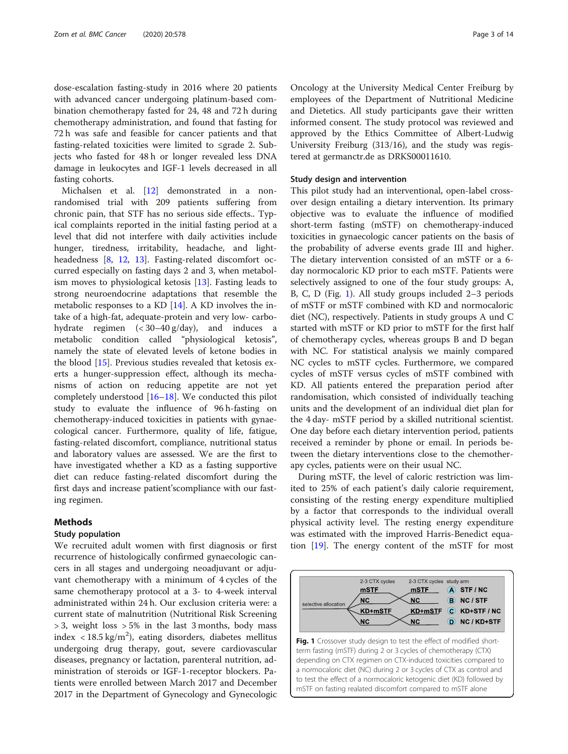dose-escalation fasting-study in 2016 where 20 patients with advanced cancer undergoing platinum-based combination chemotherapy fasted for 24, 48 and 72 h during chemotherapy administration, and found that fasting for 72 h was safe and feasible for cancer patients and that fasting-related toxicities were limited to ≤grade 2. Subjects who fasted for 48 h or longer revealed less DNA damage in leukocytes and IGF-1 levels decreased in all fasting cohorts.

Michalsen et al. [12] demonstrated in a non-randomised trial with 209 patients suffering from chronic pain, that STF has no serious side effects.. Typical complaints reported in the initial fasting period at a level that did not interfere with daily activities include hunger, tiredness, irritability, headache, and light-headedness [8, 12, 13]. Fasting-related discomfort occurred especially on fasting days 2 and 3, when metabolism moves to physiological ketosis [13]. Fasting leads to strong neuroendocrine adaptations that resemble the metabolic responses to a KD [14]. A KD involves the intake of a high-fat, adequate-protein and very low- carbohydrate regimen (< 30–40 g/day), and induces a metabolic condition called "physiological ketosis", namely the state of elevated levels of ketone bodies in the blood [15]. Previous studies revealed that ketosis exerts a hunger-suppression effect, although its mechanisms of action on reducing appetite are not yet completely understood [16–18]. We conducted this pilot study to evaluate the influence of 96 h-fasting on chemotherapy-induced toxicities in patients with gynaecological cancer. Furthermore, quality of life, fatigue, fasting-related discomfort, compliance, nutritional status and laboratory values are assessed. We are the first to have investigated whether a KD as a fasting supportive diet can reduce fasting-related discomfort during the first days and increase patient'scompliance with our fasting regimen.

# Methods

## Study population

We recruited adult women with first diagnosis or first recurrence of histologically confirmed gynaecologic cancers in all stages and undergoing neoadjuvant or adjuvant chemotherapy with a minimum of 4 cycles of the same chemotherapy protocol at a 3- to 4-week interval administrated within 24 h. Our exclusion criteria were: a current state of malnutrition (Nutritional Risk Screening > 3, weight loss > 5% in the last 3 months, body mass index < 18.5 kg/m$^2$), eating disorders, diabetes mellitus undergoing drug therapy, gout, severe cardiovascular diseases, pregnancy or lactation, parenteral nutrition, administration of steroids or IGF-1-receptor blockers. Patients were enrolled between March 2017 and December 2017 in the Department of Gynecology and Gynecologic Oncology at the University Medical Center Freiburg by employees of the Department of Nutritional Medicine and Dietetics. All study participants gave their written informed consent. The study protocol was reviewed and approved by the Ethics Committee of Albert-Ludwig University Freiburg (313/16), and the study was registered at germanctr.de as DRKS00011610.

## Study design and intervention

This pilot study had an interventional, open-label cross-over design entailing a dietary intervention. Its primary objective was to evaluate the influence of modified short-term fasting (mSTF) on chemotherapy-induced toxicities in gynaecologic cancer patients on the basis of the probability of adverse events grade III and higher. The dietary intervention consisted of an mSTF or a 6-day normocaloric KD prior to each mSTF. Patients were selectively assigned to one of the four study groups: A, B, C, D (Fig. 1). All study groups included 2–3 periods of mSTF or mSTF combined with KD and normocaloric diet (NC), respectively. Patients in study groups A und C started with mSTF or KD prior to mSTF for the first half of chemotherapy cycles, whereas groups B and D began with NC. For statistical analysis we mainly compared NC cycles to mSTF cycles. Furthermore, we compared cycles of mSTF versus cycles of mSTF combined with KD. All patients entered the preparation period after randomisation, which consisted of individually teaching units and the development of an individual diet plan for the 4 day- mSTF period by a skilled nutritional scientist. One day before each dietary intervention period, patients received a reminder by phone or email. In periods between the dietary interventions close to the chemotherapy cycles, patients were on their usual NC.

During mSTF, the level of caloric restriction was limited to 25% of each patient's daily calorie requirement, consisting of the resting energy expenditure multiplied by a factor that corresponds to the individual overall physical activity level. The resting energy expenditure was estimated with the improved Harris-Benedict equation [19]. The energy content of the mSTF for most

| | 2-3 CTX cycles | 2-3 CTX cycles | study arm |
|---|---|---|---|
| selective allocation | mSTF | NC | A STF / NC |
| | NC | mSTF | B NC / STF |
| | KD+mSTF | NC | C KD+STF / NC |
| | NC | KD+mSTF | D NC / KD+STF |

**Fig. 1** Crossover study design to test the effect of modified short-term fasting (mSTF) during 2 or 3 cycles of chemotherapy (CTX) depending on CTX regimen on CTX-induced toxicities compared to a normocaloric diet (NC) during 2 or 3 cycles of CTX as control and to test the effect of a normocaloric ketogenic diet (KD) followed by mSTF on fasting realated discomfort compared to mSTF alone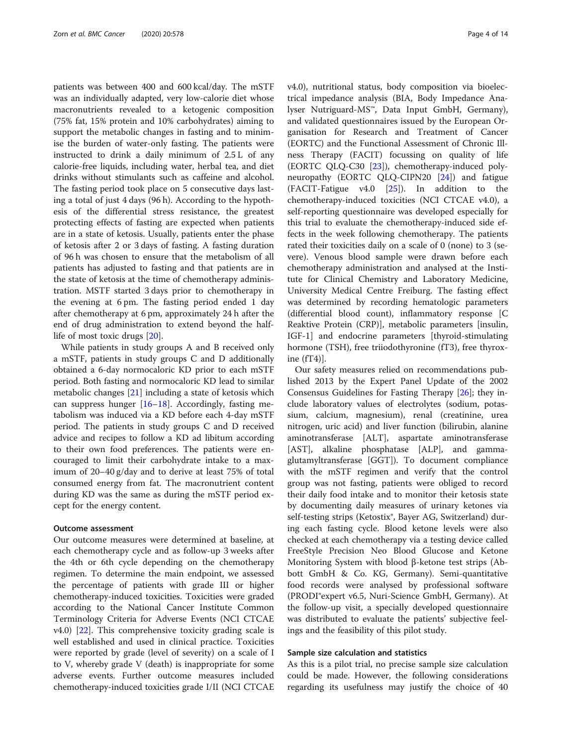patients was between 400 and 600 kcal/day. The mSTF was an individually adapted, very low-calorie diet whose macronutrients revealed to a ketogenic composition (75% fat, 15% protein and 10% carbohydrates) aiming to support the metabolic changes in fasting and to minimise the burden of water-only fasting. The patients were instructed to drink a daily minimum of 2.5 L of any calorie-free liquids, including water, herbal tea, and diet drinks without stimulants such as caffeine and alcohol. The fasting period took place on 5 consecutive days lasting a total of just 4 days (96 h). According to the hypothesis of the differential stress resistance, the greatest protecting effects of fasting are expected when patients are in a state of ketosis. Usually, patients enter the phase of ketosis after 2 or 3 days of fasting. A fasting duration of 96 h was chosen to ensure that the metabolism of all patients has adjusted to fasting and that patients are in the state of ketosis at the time of chemotherapy administration. MSTF started 3 days prior to chemotherapy in the evening at 6 pm. The fasting period ended 1 day after chemotherapy at 6 pm, approximately 24 h after the end of drug administration to extend beyond the half-life of most toxic drugs [20].

While patients in study groups A and B received only a mSTF, patients in study groups C and D additionally obtained a 6-day normocaloric KD prior to each mSTF period. Both fasting and normocaloric KD lead to similar metabolic changes [21] including a state of ketosis which can suppress hunger [16–18]. Accordingly, fasting metabolism was induced via a KD before each 4-day mSTF period. The patients in study groups C and D received advice and recipes to follow a KD ad libitum according to their own food preferences. The patients were encouraged to limit their carbohydrate intake to a maximum of 20–40 g/day and to derive at least 75% of total consumed energy from fat. The macronutrient content during KD was the same as during the mSTF period except for the energy content.

### Outcome assessment

Our outcome measures were determined at baseline, at each chemotherapy cycle and as follow-up 3 weeks after the 4th or 6th cycle depending on the chemotherapy regimen. To determine the main endpoint, we assessed the percentage of patients with grade III or higher chemotherapy-induced toxicities. Toxicities were graded according to the National Cancer Institute Common Terminology Criteria for Adverse Events (NCI CTCAE v4.0) [22]. This comprehensive toxicity grading scale is well established and used in clinical practice. Toxicities were reported by grade (level of severity) on a scale of I to V, whereby grade V (death) is inappropriate for some adverse events. Further outcome measures included chemotherapy-induced toxicities grade I/II (NCI CTCAE v4.0), nutritional status, body composition via bioelectrical impedance analysis (BIA, Body Impedance Analyser Nutriguard-MS™, Data Input GmbH, Germany), and validated questionnaires issued by the European Organisation for Research and Treatment of Cancer (EORTC) and the Functional Assessment of Chronic Illness Therapy (FACIT) focussing on quality of life (EORTC QLQ-C30 [23]), chemotherapy-induced polyneuropathy (EORTC QLQ-CIPN20 [24]) and fatigue (FACIT-Fatigue v4.0 [25]). In addition to the chemotherapy-induced toxicities (NCI CTCAE v4.0), a self-reporting questionnaire was developed especially for this trial to evaluate the chemotherapy-induced side effects in the week following chemotherapy. The patients rated their toxicities daily on a scale of 0 (none) to 3 (severe). Venous blood sample were drawn before each chemotherapy administration and analysed at the Institute for Clinical Chemistry and Laboratory Medicine, University Medical Centre Freiburg. The fasting effect was determined by recording hematologic parameters (differential blood count), inflammatory response [C Reaktive Protein (CRP)], metabolic parameters [insulin, IGF-1] and endocrine parameters [thyroid-stimulating hormone (TSH), free triiodothyronine (fT3), free thyroxine (fT4)].

Our safety measures relied on recommendations published 2013 by the Expert Panel Update of the 2002 Consensus Guidelines for Fasting Therapy [26]; they include laboratory values of electrolytes (sodium, potassium, calcium, magnesium), renal (creatinine, urea nitrogen, uric acid) and liver function (bilirubin, alanine aminotransferase [ALT], aspartate aminotransferase [AST], alkaline phosphatase [ALP], and gamma-glutamyltransferase [GGT]). To document compliance with the mSTF regimen and verify that the control group was not fasting, patients were obliged to record their daily food intake and to monitor their ketosis state by documenting daily measures of urinary ketones via self-testing strips (Ketostix®, Bayer AG, Switzerland) during each fasting cycle. Blood ketone levels were also checked at each chemotherapy via a testing device called FreeStyle Precision Neo Blood Glucose and Ketone Monitoring System with blood β-ketone test strips (Abbott GmbH & Co. KG, Germany). Semi-quantitative food records were analysed by professional software (PRODI®expert v6.5, Nuri-Science GmbH, Germany). At the follow-up visit, a specially developed questionnaire was distributed to evaluate the patients' subjective feelings and the feasibility of this pilot study.

### Sample size calculation and statistics

As this is a pilot trial, no precise sample size calculation could be made. However, the following considerations regarding its usefulness may justify the choice of 40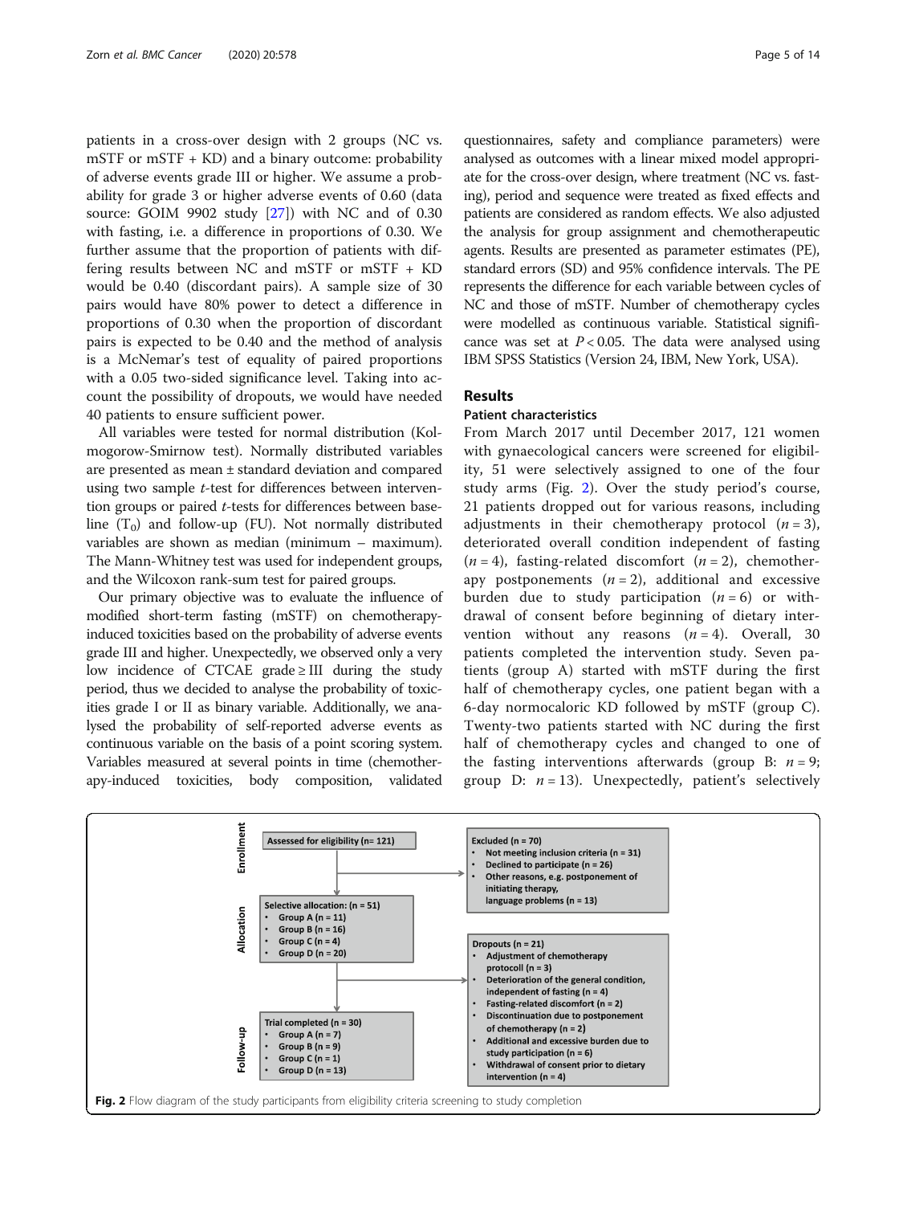patients in a cross-over design with 2 groups (NC vs. mSTF or mSTF + KD) and a binary outcome: probability of adverse events grade III or higher. We assume a probability for grade 3 or higher adverse events of 0.60 (data source: GOIM 9902 study [27]) with NC and of 0.30 with fasting, i.e. a difference in proportions of 0.30. We further assume that the proportion of patients with differing results between NC and mSTF or mSTF + KD would be 0.40 (discordant pairs). A sample size of 30 pairs would have 80% power to detect a difference in proportions of 0.30 when the proportion of discordant pairs is expected to be 0.40 and the method of analysis is a McNemar's test of equality of paired proportions with a 0.05 two-sided significance level. Taking into account the possibility of dropouts, we would have needed 40 patients to ensure sufficient power.

All variables were tested for normal distribution (Kolmogorow-Smirnow test). Normally distributed variables are presented as mean ± standard deviation and compared using two sample *t*-test for differences between intervention groups or paired *t*-tests for differences between baseline ($T_0$) and follow-up (FU). Not normally distributed variables are shown as median (minimum – maximum). The Mann-Whitney test was used for independent groups, and the Wilcoxon rank-sum test for paired groups.

Our primary objective was to evaluate the influence of modified short-term fasting (mSTF) on chemotherapy-induced toxicities based on the probability of adverse events grade III and higher. Unexpectedly, we observed only a very low incidence of CTCAE grade ≥ III during the study period, thus we decided to analyse the probability of toxicities grade I or II as binary variable. Additionally, we analysed the probability of self-reported adverse events as continuous variable on the basis of a point scoring system. Variables measured at several points in time (chemotherapy-induced toxicities, body composition, validated questionnaires, safety and compliance parameters) were analysed as outcomes with a linear mixed model appropriate for the cross-over design, where treatment (NC vs. fasting), period and sequence were treated as fixed effects and patients are considered as random effects. We also adjusted the analysis for group assignment and chemotherapeutic agents. Results are presented as parameter estimates (PE), standard errors (SD) and 95% confidence intervals. The PE represents the difference for each variable between cycles of NC and those of mSTF. Number of chemotherapy cycles were modelled as continuous variable. Statistical significance was set at $P < 0.05$. The data were analysed using IBM SPSS Statistics (Version 24, IBM, New York, USA).

## Results

### Patient characteristics

From March 2017 until December 2017, 121 women with gynaecological cancers were screened for eligibility, 51 were selectively assigned to one of the four study arms (Fig. 2). Over the study period's course, 21 patients dropped out for various reasons, including adjustments in their chemotherapy protocol ($n = 3$), deteriorated overall condition independent of fasting ($n = 4$), fasting-related discomfort ($n = 2$), chemotherapy postponements ($n = 2$), additional and excessive burden due to study participation ($n = 6$) or withdrawal of consent before beginning of dietary intervention without any reasons ($n = 4$). Overall, 30 patients completed the intervention study. Seven patients (group A) started with mSTF during the first half of chemotherapy cycles, one patient began with a 6-day normocaloric KD followed by mSTF (group C). Twenty-two patients started with NC during the first half of chemotherapy cycles and changed to one of the fasting interventions afterwards (group B: $n = 9$; group D: $n = 13$). Unexpectedly, patient's selectively

**Enrollment**

Assessed for eligibility (n= 121)

Excluded (n = 70)
- Not meeting inclusion criteria (n = 31)
- Declined to participate (n = 26)
- Other reasons, e.g. postponement of initiating therapy, language problems (n = 13)

**Allocation**

Selective allocation: (n = 51)
- Group A (n = 11)
- Group B (n = 16)
- Group C (n = 4)
- Group D (n = 20)

Dropouts (n = 21)
- Adjustment of chemotherapy protocoll (n = 3)
- Deterioration of the general condition, independent of fasting (n = 4)
- Fasting-related discomfort (n = 2)
- Discontinuation due to postponement of chemotherapy (n = 2)
- Additional and excessive burden due to study participation (n = 6)
- Withdrawal of consent prior to dietary intervention (n = 4)

**Follow-up**

Trial completed (n = 30)
- Group A (n = 7)
- Group B (n = 9)
- Group C (n = 1)
- Group D (n = 13)

**Fig. 2** Flow diagram of the study participants from eligibility criteria screening to study completion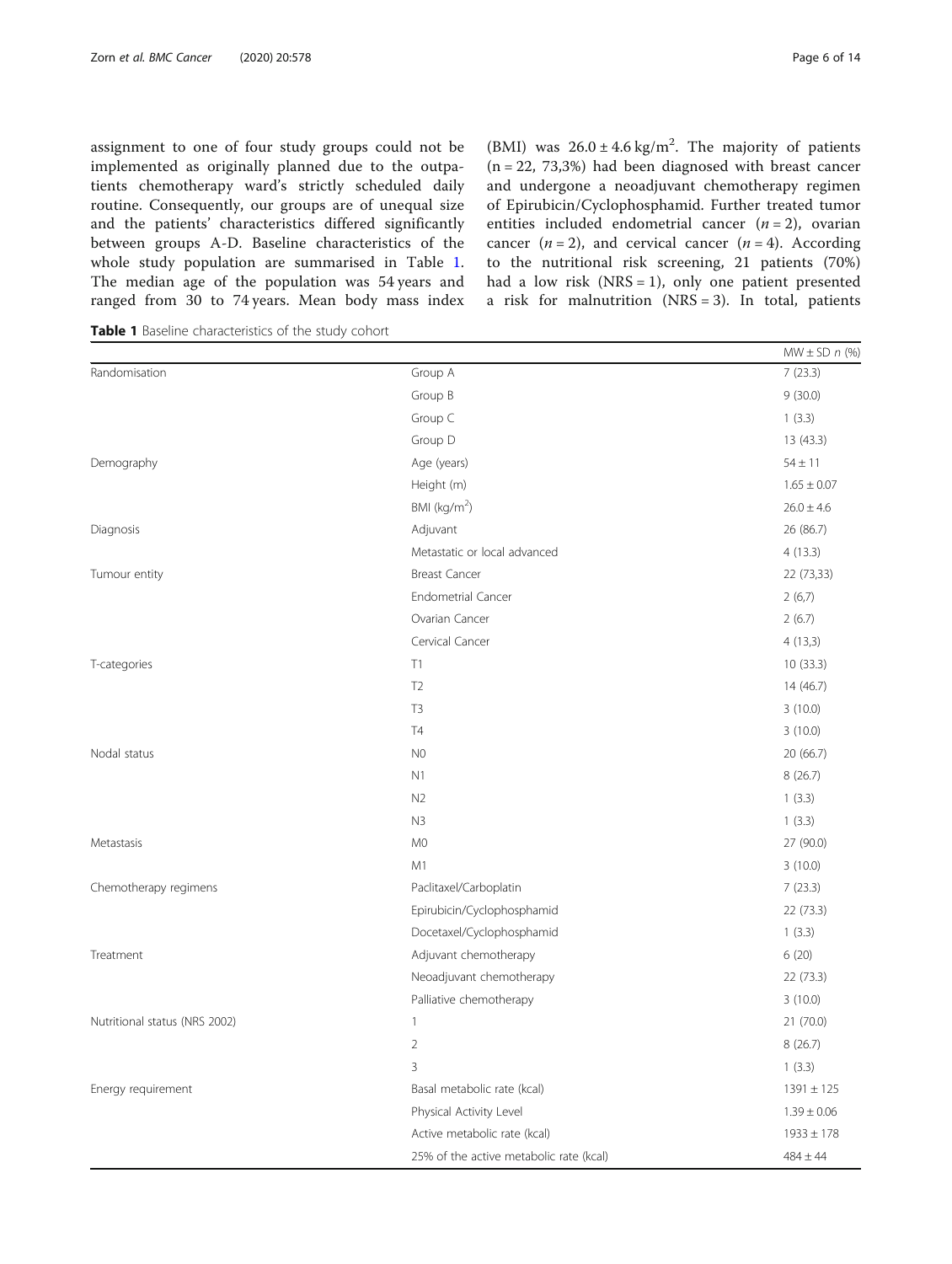assignment to one of four study groups could not be implemented as originally planned due to the outpatients chemotherapy ward's strictly scheduled daily routine. Consequently, our groups are of unequal size and the patients' characteristics differed significantly between groups A-D. Baseline characteristics of the whole study population are summarised in Table 1. The median age of the population was 54 years and ranged from 30 to 74 years. Mean body mass index (BMI) was $26.0 \pm 4.6\,kg/m^2$. The majority of patients (n = 22, 73,3%) had been diagnosed with breast cancer and undergone a neoadjuvant chemotherapy regimen of Epirubicin/Cyclophosphamid. Further treated tumor entities included endometrial cancer (*n* = 2), ovarian cancer (*n* = 2), and cervical cancer (*n* = 4). According to the nutritional risk screening, 21 patients (70%) had a low risk (NRS = 1), only one patient presented a risk for malnutrition (NRS = 3). In total, patients

**Table 1** Baseline characteristics of the study cohort

| | | MW ± SD *n* (%) |
|---|---|---|
| Randomisation | Group A | 7 (23.3) |
| | Group B | 9 (30.0) |
| | Group C | 1 (3.3) |
| | Group D | 13 (43.3) |
| Demography | Age (years) | 54 ± 11 |
| | Height (m) | 1.65 ± 0.07 |
| | BMI (kg/m$^2$) | 26.0 ± 4.6 |
| Diagnosis | Adjuvant | 26 (86.7) |
| | Metastatic or local advanced | 4 (13.3) |
| Tumour entity | Breast Cancer | 22 (73,33) |
| | Endometrial Cancer | 2 (6,7) |
| | Ovarian Cancer | 2 (6.7) |
| | Cervical Cancer | 4 (13,3) |
| T-categories | T1 | 10 (33.3) |
| | T2 | 14 (46.7) |
| | T3 | 3 (10.0) |
| | T4 | 3 (10.0) |
| Nodal status | N0 | 20 (66.7) |
| | N1 | 8 (26.7) |
| | N2 | 1 (3.3) |
| | N3 | 1 (3.3) |
| Metastasis | M0 | 27 (90.0) |
| | M1 | 3 (10.0) |
| Chemotherapy regimens | Paclitaxel/Carboplatin | 7 (23.3) |
| | Epirubicin/Cyclophosphamid | 22 (73.3) |
| | Docetaxel/Cyclophosphamid | 1 (3.3) |
| Treatment | Adjuvant chemotherapy | 6 (20) |
| | Neoadjuvant chemotherapy | 22 (73.3) |
| | Palliative chemotherapy | 3 (10.0) |
| Nutritional status (NRS 2002) | 1 | 21 (70.0) |
| | 2 | 8 (26.7) |
| | 3 | 1 (3.3) |
| Energy requirement | Basal metabolic rate (kcal) | 1391 ± 125 |
| | Physical Activity Level | 1.39 ± 0.06 |
| | Active metabolic rate (kcal) | 1933 ± 178 |
| | 25% of the active metabolic rate (kcal) | 484 ± 44 |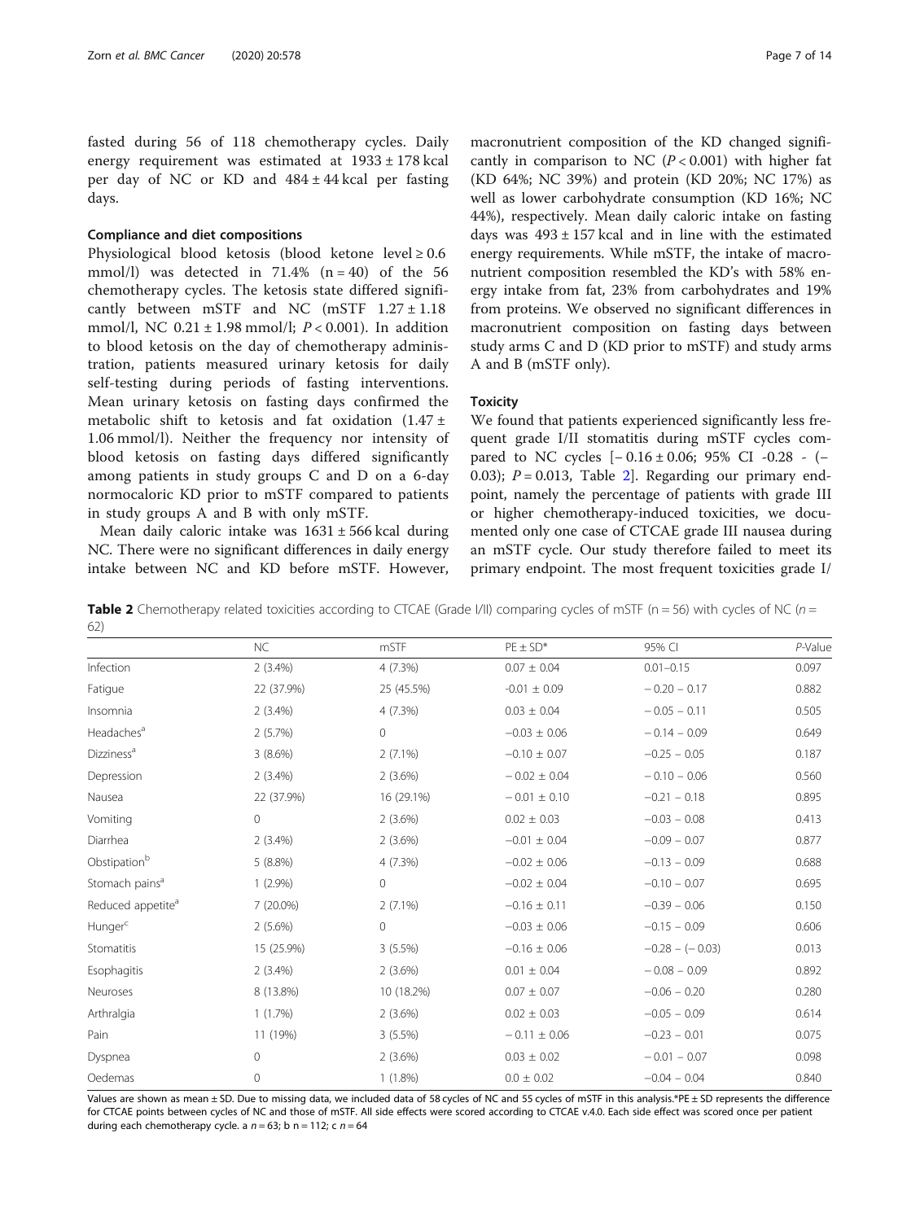fasted during 56 of 118 chemotherapy cycles. Daily energy requirement was estimated at 1933 ± 178 kcal per day of NC or KD and 484 ± 44 kcal per fasting days.

### Compliance and diet compositions

Physiological blood ketosis (blood ketone level ≥ 0.6 mmol/l) was detected in 71.4% (n = 40) of the 56 chemotherapy cycles. The ketosis state differed significantly between mSTF and NC (mSTF 1.27 ± 1.18 mmol/l, NC 0.21 ± 1.98 mmol/l; $P < 0.001$). In addition to blood ketosis on the day of chemotherapy administration, patients measured urinary ketosis for daily self-testing during periods of fasting interventions. Mean urinary ketosis on fasting days confirmed the metabolic shift to ketosis and fat oxidation (1.47 ± 1.06 mmol/l). Neither the frequency nor intensity of blood ketosis on fasting days differed significantly among patients in study groups C and D on a 6-day normocaloric KD prior to mSTF compared to patients in study groups A and B with only mSTF.

Mean daily caloric intake was 1631 ± 566 kcal during NC. There were no significant differences in daily energy intake between NC and KD before mSTF. However, macronutrient composition of the KD changed significantly in comparison to NC ($P < 0.001$) with higher fat (KD 64%; NC 39%) and protein (KD 20%; NC 17%) as well as lower carbohydrate consumption (KD 16%; NC 44%), respectively. Mean daily caloric intake on fasting days was 493 ± 157 kcal and in line with the estimated energy requirements. While mSTF, the intake of macronutrient composition resembled the KD's with 58% energy intake from fat, 23% from carbohydrates and 19% from proteins. We observed no significant differences in macronutrient composition on fasting days between study arms C and D (KD prior to mSTF) and study arms A and B (mSTF only).

### Toxicity

We found that patients experienced significantly less frequent grade I/II stomatitis during mSTF cycles compared to NC cycles [− 0.16 ± 0.06; 95% CI -0.28 - (− 0.03); $P = 0.013$, Table 2]. Regarding our primary endpoint, namely the percentage of patients with grade III or higher chemotherapy-induced toxicities, we documented only one case of CTCAE grade III nausea during an mSTF cycle. Our study therefore failed to meet its primary endpoint. The most frequent toxicities grade I/

**Table 2** Chemotherapy related toxicities according to CTCAE (Grade I/II) comparing cycles of mSTF (n = 56) with cycles of NC (n = 62)

| | NC | mSTF | PE ± SD* | 95% CI | *P*-Value |
|---|---|---|---|---|---|
| Infection | 2 (3.4%) | 4 (7.3%) | 0.07 ± 0.04 | 0.01–0.15 | 0.097 |
| Fatigue | 22 (37.9%) | 25 (45.5%) | -0.01 ± 0.09 | − 0.20 − 0.17 | 0.882 |
| Insomnia | 2 (3.4%) | 4 (7.3%) | 0.03 ± 0.04 | − 0.05 − 0.11 | 0.505 |
| Headaches[a] | 2 (5.7%) | 0 | −0.03 ± 0.06 | − 0.14 − 0.09 | 0.649 |
| Dizziness[a] | 3 (8.6%) | 2 (7.1%) | −0.10 ± 0.07 | −0.25 − 0.05 | 0.187 |
| Depression | 2 (3.4%) | 2 (3.6%) | − 0.02 ± 0.04 | − 0.10 − 0.06 | 0.560 |
| Nausea | 22 (37.9%) | 16 (29.1%) | − 0.01 ± 0.10 | −0.21 − 0.18 | 0.895 |
| Vomiting | 0 | 2 (3.6%) | 0.02 ± 0.03 | −0.03 − 0.08 | 0.413 |
| Diarrhea | 2 (3.4%) | 2 (3.6%) | −0.01 ± 0.04 | −0.09 − 0.07 | 0.877 |
| Obstipation[b] | 5 (8.8%) | 4 (7.3%) | −0.02 ± 0.06 | −0.13 − 0.09 | 0.688 |
| Stomach pains[a] | 1 (2.9%) | 0 | −0.02 ± 0.04 | −0.10 − 0.07 | 0.695 |
| Reduced appetite[a] | 7 (20.0%) | 2 (7.1%) | −0.16 ± 0.11 | −0.39 − 0.06 | 0.150 |
| Hunger[c] | 2 (5.6%) | 0 | −0.03 ± 0.06 | −0.15 − 0.09 | 0.606 |
| Stomatitis | 15 (25.9%) | 3 (5.5%) | −0.16 ± 0.06 | −0.28 − (− 0.03) | 0.013 |
| Esophagitis | 2 (3.4%) | 2 (3.6%) | 0.01 ± 0.04 | − 0.08 − 0.09 | 0.892 |
| Neuroses | 8 (13.8%) | 10 (18.2%) | 0.07 ± 0.07 | −0.06 − 0.20 | 0.280 |
| Arthralgia | 1 (1.7%) | 2 (3.6%) | 0.02 ± 0.03 | −0.05 − 0.09 | 0.614 |
| Pain | 11 (19%) | 3 (5.5%) | − 0.11 ± 0.06 | −0.23 − 0.01 | 0.075 |
| Dyspnea | 0 | 2 (3.6%) | 0.03 ± 0.02 | − 0.01 − 0.07 | 0.098 |
| Oedemas | 0 | 1 (1.8%) | 0.0 ± 0.02 | −0.04 − 0.04 | 0.840 |

Values are shown as mean ± SD. Due to missing data, we included data of 58 cycles of NC and 55 cycles of mSTF in this analysis.*PE ± SD represents the difference for CTCAE points between cycles of NC and those of mSTF. All side effects were scored according to CTCAE v.4.0. Each side effect was scored once per patient during each chemotherapy cycle. a n = 63; b n = 112; c n = 64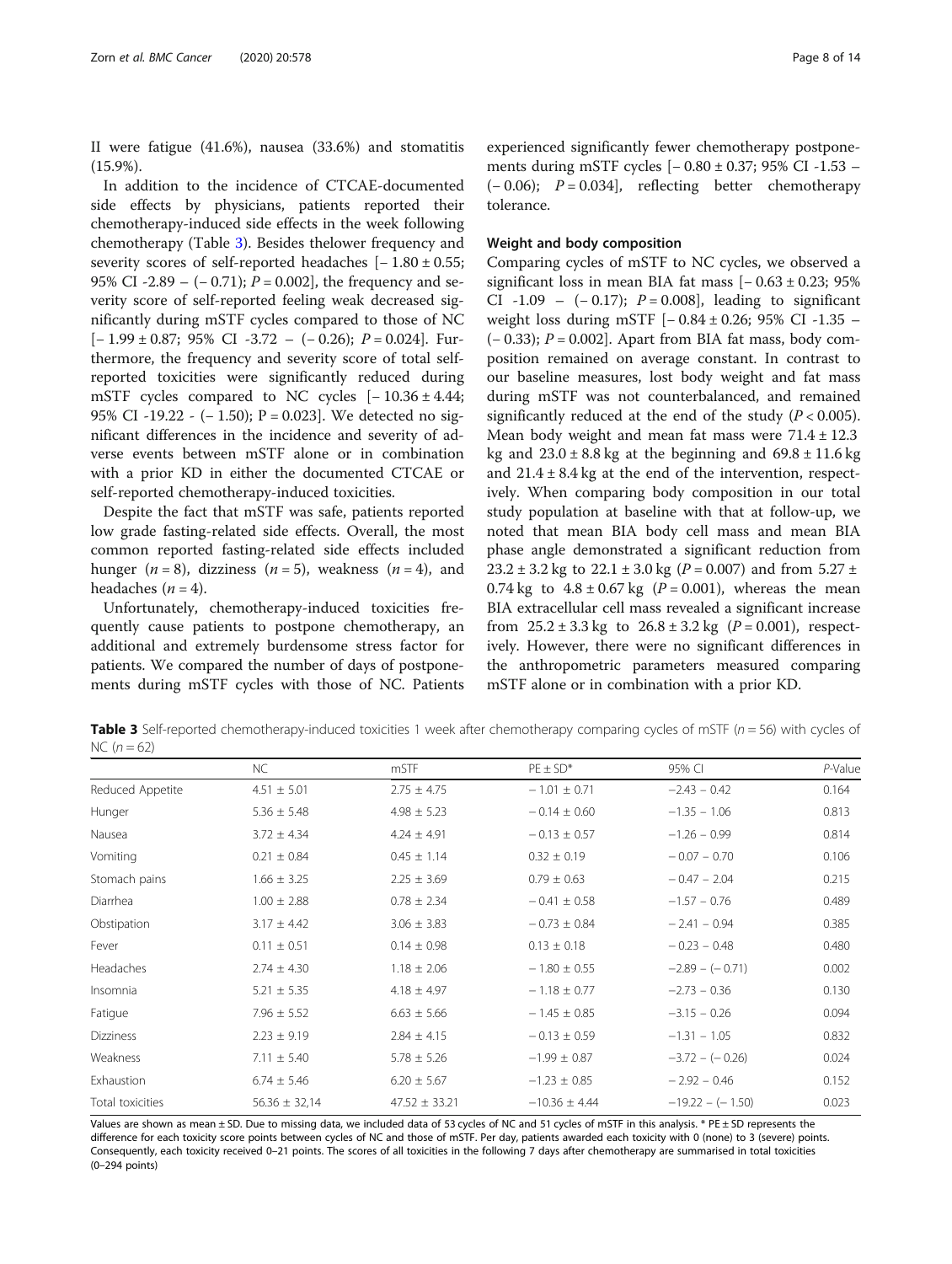II were fatigue (41.6%), nausea (33.6%) and stomatitis (15.9%).

In addition to the incidence of CTCAE-documented side effects by physicians, patients reported their chemotherapy-induced side effects in the week following chemotherapy (Table 3). Besides thelower frequency and severity scores of self-reported headaches [− 1.80 ± 0.55; 95% CI -2.89 – (− 0.71); $P = 0.002$], the frequency and severity score of self-reported feeling weak decreased significantly during mSTF cycles compared to those of NC [− 1.99 ± 0.87; 95% CI -3.72 – (− 0.26); $P = 0.024$]. Furthermore, the frequency and severity score of total self-reported toxicities were significantly reduced during mSTF cycles compared to NC cycles [− 10.36 ± 4.44; 95% CI -19.22 - (− 1.50); P = 0.023]. We detected no significant differences in the incidence and severity of adverse events between mSTF alone or in combination with a prior KD in either the documented CTCAE or self-reported chemotherapy-induced toxicities.

Despite the fact that mSTF was safe, patients reported low grade fasting-related side effects. Overall, the most common reported fasting-related side effects included hunger ($n = 8$), dizziness ($n = 5$), weakness ($n = 4$), and headaches ($n = 4$).

Unfortunately, chemotherapy-induced toxicities frequently cause patients to postpone chemotherapy, an additional and extremely burdensome stress factor for patients. We compared the number of days of postponements during mSTF cycles with those of NC. Patients experienced significantly fewer chemotherapy postponements during mSTF cycles [− 0.80 ± 0.37; 95% CI -1.53 – (− 0.06); $P = 0.034$], reflecting better chemotherapy tolerance.

### Weight and body composition

Comparing cycles of mSTF to NC cycles, we observed a significant loss in mean BIA fat mass [− 0.63 ± 0.23; 95% CI -1.09 – (− 0.17); $P = 0.008$], leading to significant weight loss during mSTF [− 0.84 ± 0.26; 95% CI -1.35 – (− 0.33); $P = 0.002$]. Apart from BIA fat mass, body composition remained on average constant. In contrast to our baseline measures, lost body weight and fat mass during mSTF was not counterbalanced, and remained significantly reduced at the end of the study ($P < 0.005$). Mean body weight and mean fat mass were 71.4 ± 12.3 kg and 23.0 ± 8.8 kg at the beginning and 69.8 ± 11.6 kg and 21.4 ± 8.4 kg at the end of the intervention, respectively. When comparing body composition in our total study population at baseline with that at follow-up, we noted that mean BIA body cell mass and mean BIA phase angle demonstrated a significant reduction from 23.2 ± 3.2 kg to 22.1 ± 3.0 kg ($P = 0.007$) and from 5.27 ± 0.74 kg to 4.8 ± 0.67 kg ($P = 0.001$), whereas the mean BIA extracellular cell mass revealed a significant increase from 25.2 ± 3.3 kg to 26.8 ± 3.2 kg ($P = 0.001$), respectively. However, there were no significant differences in the anthropometric parameters measured comparing mSTF alone or in combination with a prior KD.

**Table 3** Self-reported chemotherapy-induced toxicities 1 week after chemotherapy comparing cycles of mSTF ($n = 56$) with cycles of NC ($n = 62$)

| | NC | mSTF | PE ± SD* | 95% CI | *P*-Value |
|---|---|---|---|---|---|
| Reduced Appetite | 4.51 ± 5.01 | 2.75 ± 4.75 | − 1.01 ± 0.71 | −2.43 – 0.42 | 0.164 |
| Hunger | 5.36 ± 5.48 | 4.98 ± 5.23 | − 0.14 ± 0.60 | −1.35 – 1.06 | 0.813 |
| Nausea | 3.72 ± 4.34 | 4.24 ± 4.91 | − 0.13 ± 0.57 | −1.26 – 0.99 | 0.814 |
| Vomiting | 0.21 ± 0.84 | 0.45 ± 1.14 | 0.32 ± 0.19 | − 0.07 – 0.70 | 0.106 |
| Stomach pains | 1.66 ± 3.25 | 2.25 ± 3.69 | 0.79 ± 0.63 | − 0.47 – 2.04 | 0.215 |
| Diarrhea | 1.00 ± 2.88 | 0.78 ± 2.34 | − 0.41 ± 0.58 | −1.57 – 0.76 | 0.489 |
| Obstipation | 3.17 ± 4.42 | 3.06 ± 3.83 | − 0.73 ± 0.84 | − 2.41 – 0.94 | 0.385 |
| Fever | 0.11 ± 0.51 | 0.14 ± 0.98 | 0.13 ± 0.18 | − 0.23 – 0.48 | 0.480 |
| Headaches | 2.74 ± 4.30 | 1.18 ± 2.06 | − 1.80 ± 0.55 | −2.89 – (− 0.71) | 0.002 |
| Insomnia | 5.21 ± 5.35 | 4.18 ± 4.97 | − 1.18 ± 0.77 | −2.73 – 0.36 | 0.130 |
| Fatigue | 7.96 ± 5.52 | 6.63 ± 5.66 | − 1.45 ± 0.85 | −3.15 – 0.26 | 0.094 |
| Dizziness | 2.23 ± 9.19 | 2.84 ± 4.15 | − 0.13 ± 0.59 | −1.31 – 1.05 | 0.832 |
| Weakness | 7.11 ± 5.40 | 5.78 ± 5.26 | −1.99 ± 0.87 | −3.72 – (− 0.26) | 0.024 |
| Exhaustion | 6.74 ± 5.46 | 6.20 ± 5.67 | −1.23 ± 0.85 | − 2.92 – 0.46 | 0.152 |
| Total toxicities | 56.36 ± 32,14 | 47.52 ± 33.21 | −10.36 ± 4.44 | −19.22 – (− 1.50) | 0.023 |

Values are shown as mean ± SD. Due to missing data, we included data of 53 cycles of NC and 51 cycles of mSTF in this analysis. * PE ± SD represents the difference for each toxicity score points between cycles of NC and those of mSTF. Per day, patients awarded each toxicity with 0 (none) to 3 (severe) points. Consequently, each toxicity received 0–21 points. The scores of all toxicities in the following 7 days after chemotherapy are summarised in total toxicities (0–294 points)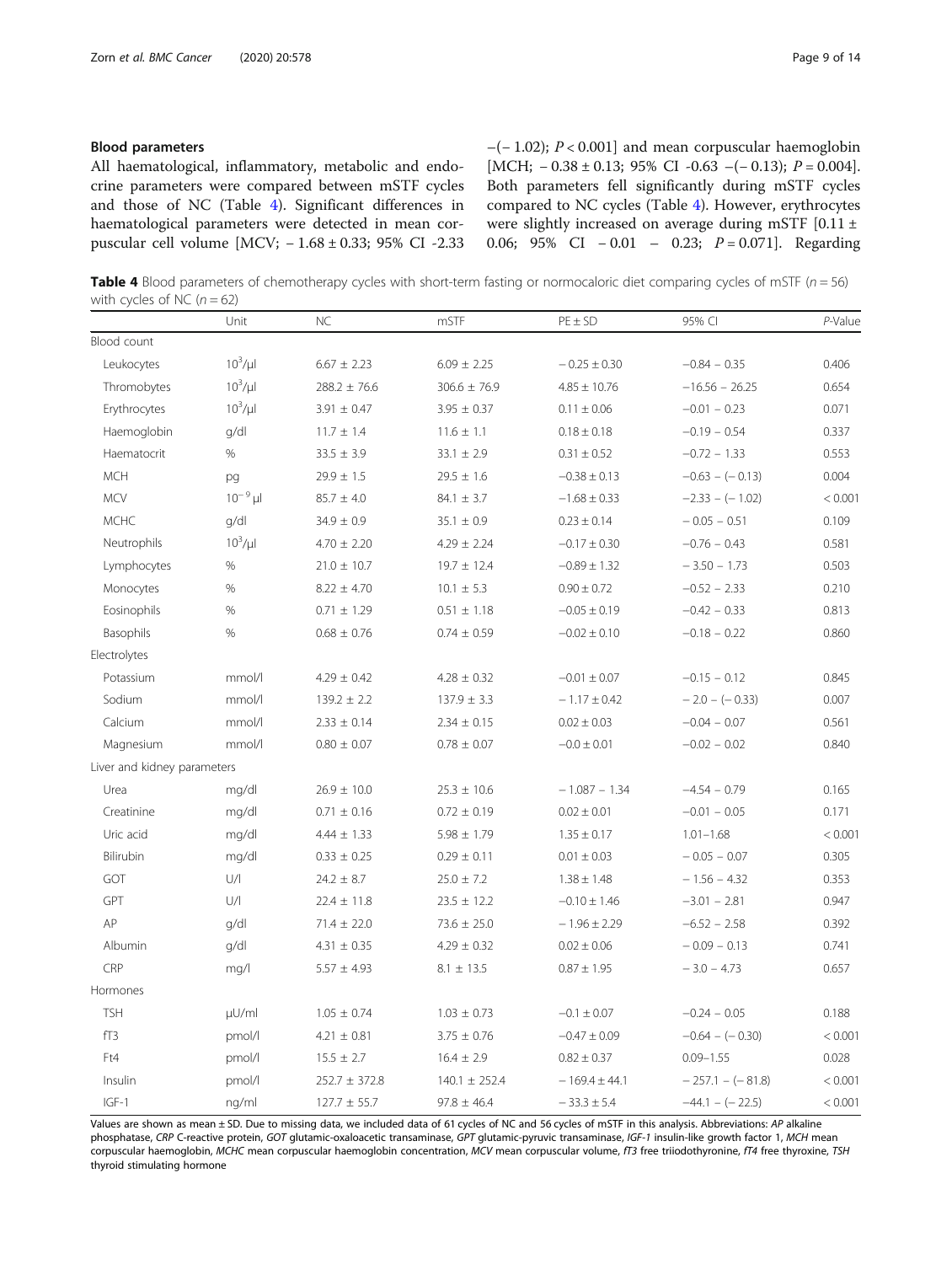## Blood parameters

All haematological, inflammatory, metabolic and endocrine parameters were compared between mSTF cycles and those of NC (Table 4). Significant differences in haematological parameters were detected in mean corpuscular cell volume [MCV; − 1.68 ± 0.33; 95% CI -2.33 –(− 1.02); $P < 0.001$] and mean corpuscular haemoglobin [MCH; − 0.38 ± 0.13; 95% CI -0.63 –(− 0.13); $P = 0.004$]. Both parameters fell significantly during mSTF cycles compared to NC cycles (Table 4). However, erythrocytes were slightly increased on average during mSTF [0.11 ± 0.06; 95% CI − 0.01 – 0.23; $P = 0.071$]. Regarding

**Table 4** Blood parameters of chemotherapy cycles with short-term fasting or normocaloric diet comparing cycles of mSTF ($n = 56$) with cycles of NC ($n = 62$)

| | Unit | NC | mSTF | PE ± SD | 95% CI | *P*-Value |
|---|---|---|---|---|---|---|
| Blood count | | | | | | |
| Leukocytes | $10^3$/µl | 6.67 ± 2.23 | 6.09 ± 2.25 | − 0.25 ± 0.30 | −0.84 – 0.35 | 0.406 |
| Thrombytes | $10^3$/µl | 288.2 ± 76.6 | 306.6 ± 76.9 | 4.85 ± 10.76 | −16.56 – 26.25 | 0.654 |
| Erythrocytes | $10^3$/µl | 3.91 ± 0.47 | 3.95 ± 0.37 | 0.11 ± 0.06 | −0.01 – 0.23 | 0.071 |
| Haemoglobin | g/dl | 11.7 ± 1.4 | 11.6 ± 1.1 | 0.18 ± 0.18 | −0.19 – 0.54 | 0.337 |
| Haematocrit | % | 33.5 ± 3.9 | 33.1 ± 2.9 | 0.31 ± 0.52 | −0.72 – 1.33 | 0.553 |
| MCH | pg | 29.9 ± 1.5 | 29.5 ± 1.6 | −0.38 ± 0.13 | −0.63 – (− 0.13) | 0.004 |
| MCV | $10^{-9}$ µl | 85.7 ± 4.0 | 84.1 ± 3.7 | −1.68 ± 0.33 | −2.33 – (− 1.02) | < 0.001 |
| MCHC | g/dl | 34.9 ± 0.9 | 35.1 ± 0.9 | 0.23 ± 0.14 | − 0.05 – 0.51 | 0.109 |
| Neutrophils | $10^3$/µl | 4.70 ± 2.20 | 4.29 ± 2.24 | −0.17 ± 0.30 | −0.76 – 0.43 | 0.581 |
| Lymphocytes | % | 21.0 ± 10.7 | 19.7 ± 12.4 | −0.89 ± 1.32 | − 3.50 – 1.73 | 0.503 |
| Monocytes | % | 8.22 ± 4.70 | 10.1 ± 5.3 | 0.90 ± 0.72 | −0.52 – 2.33 | 0.210 |
| Eosinophils | % | 0.71 ± 1.29 | 0.51 ± 1.18 | −0.05 ± 0.19 | −0.42 – 0.33 | 0.813 |
| Basophils | % | 0.68 ± 0.76 | 0.74 ± 0.59 | −0.02 ± 0.10 | −0.18 – 0.22 | 0.860 |
| Electrolytes | | | | | | |
| Potassium | mmol/l | 4.29 ± 0.42 | 4.28 ± 0.32 | −0.01 ± 0.07 | −0.15 – 0.12 | 0.845 |
| Sodium | mmol/l | 139.2 ± 2.2 | 137.9 ± 3.3 | − 1.17 ± 0.42 | − 2.0 – (− 0.33) | 0.007 |
| Calcium | mmol/l | 2.33 ± 0.14 | 2.34 ± 0.15 | 0.02 ± 0.03 | −0.04 – 0.07 | 0.561 |
| Magnesium | mmol/l | 0.80 ± 0.07 | 0.78 ± 0.07 | −0.0 ± 0.01 | −0.02 – 0.02 | 0.840 |
| Liver and kidney parameters | | | | | | |
| Urea | mg/dl | 26.9 ± 10.0 | 25.3 ± 10.6 | − 1.087 – 1.34 | −4.54 – 0.79 | 0.165 |
| Creatinine | mg/dl | 0.71 ± 0.16 | 0.72 ± 0.19 | 0.02 ± 0.01 | −0.01 – 0.05 | 0.171 |
| Uric acid | mg/dl | 4.44 ± 1.33 | 5.98 ± 1.79 | 1.35 ± 0.17 | 1.01–1.68 | < 0.001 |
| Bilirubin | mg/dl | 0.33 ± 0.25 | 0.29 ± 0.11 | 0.01 ± 0.03 | − 0.05 – 0.07 | 0.305 |
| GOT | U/l | 24.2 ± 8.7 | 25.0 ± 7.2 | 1.38 ± 1.48 | − 1.56 – 4.32 | 0.353 |
| GPT | U/l | 22.4 ± 11.8 | 23.5 ± 12.2 | −0.10 ± 1.46 | −3.01 – 2.81 | 0.947 |
| AP | g/dl | 71.4 ± 22.0 | 73.6 ± 25.0 | − 1.96 ± 2.29 | −6.52 – 2.58 | 0.392 |
| Albumin | g/dl | 4.31 ± 0.35 | 4.29 ± 0.32 | 0.02 ± 0.06 | − 0.09 – 0.13 | 0.741 |
| CRP | mg/l | 5.57 ± 4.93 | 8.1 ± 13.5 | 0.87 ± 1.95 | − 3.0 – 4.73 | 0.657 |
| Hormones | | | | | | |
| TSH | µU/ml | 1.05 ± 0.74 | 1.03 ± 0.73 | −0.1 ± 0.07 | −0.24 – 0.05 | 0.188 |
| fT3 | pmol/l | 4.21 ± 0.81 | 3.75 ± 0.76 | −0.47 ± 0.09 | −0.64 – (− 0.30) | < 0.001 |
| Ft4 | pmol/l | 15.5 ± 2.7 | 16.4 ± 2.9 | 0.82 ± 0.37 | 0.09–1.55 | 0.028 |
| Insulin | pmol/l | 252.7 ± 372.8 | 140.1 ± 252.4 | − 169.4 ± 44.1 | − 257.1 – (− 81.8) | < 0.001 |
| IGF-1 | ng/ml | 127.7 ± 55.7 | 97.8 ± 46.4 | − 33.3 ± 5.4 | −44.1 – (− 22.5) | < 0.001 |

Values are shown as mean ± SD. Due to missing data, we included data of 61 cycles of NC and 56 cycles of mSTF in this analysis. Abbreviations: *AP* alkaline phosphatase, *CRP* C-reactive protein, *GOT* glutamic-oxaloacetic transaminase, *GPT* glutamic-pyruvic transaminase, *IGF-1* insulin-like growth factor 1, *MCH* mean corpuscular haemoglobin, *MCHC* mean corpuscular haemoglobin concentration, *MCV* mean corpuscular volume, *fT3* free triiodothyronine, *fT4* free thyroxine, *TSH* thyroid stimulating hormone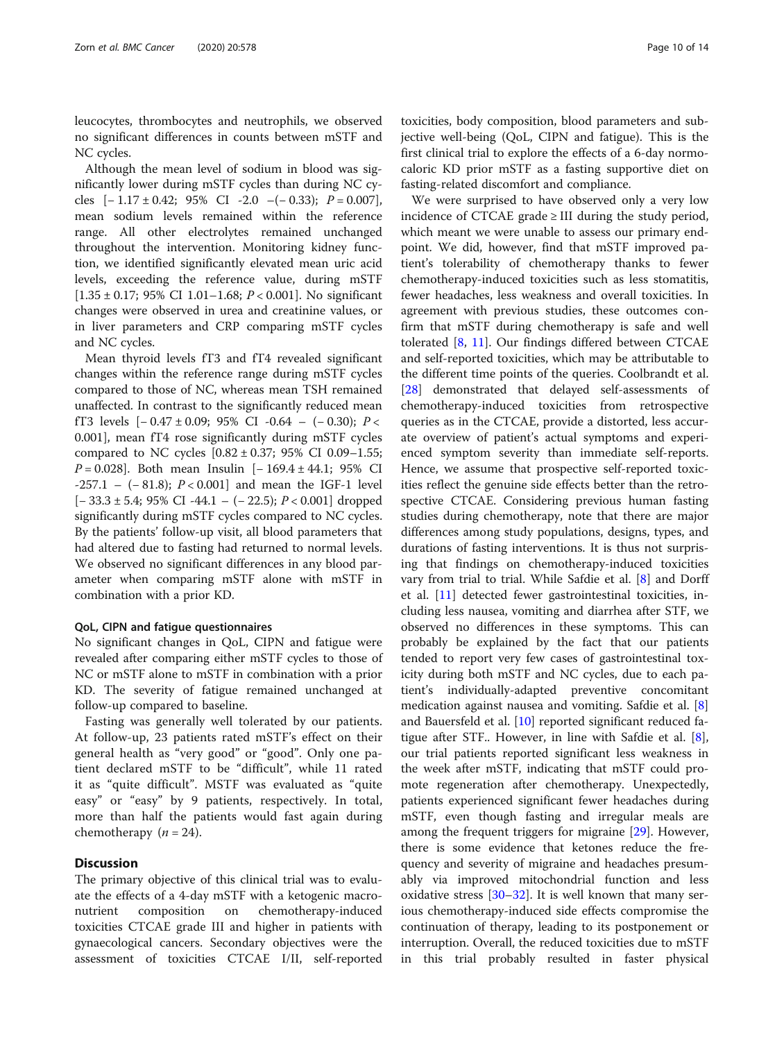leucocytes, thrombocytes and neutrophils, we observed no significant differences in counts between mSTF and NC cycles.

Although the mean level of sodium in blood was significantly lower during mSTF cycles than during NC cycles [− 1.17 ± 0.42; 95% CI -2.0 –(− 0.33); $P = 0.007$], mean sodium levels remained within the reference range. All other electrolytes remained unchanged throughout the intervention. Monitoring kidney function, we identified significantly elevated mean uric acid levels, exceeding the reference value, during mSTF [1.35 ± 0.17; 95% CI 1.01–1.68; $P < 0.001$]. No significant changes were observed in urea and creatinine values, or in liver parameters and CRP comparing mSTF cycles and NC cycles.

Mean thyroid levels fT3 and fT4 revealed significant changes within the reference range during mSTF cycles compared to those of NC, whereas mean TSH remained unaffected. In contrast to the significantly reduced mean fT3 levels [− 0.47 ± 0.09; 95% CI -0.64 – (− 0.30); $P < 0.001$], mean fT4 rose significantly during mSTF cycles compared to NC cycles [0.82 ± 0.37; 95% CI 0.09–1.55; $P = 0.028$]. Both mean Insulin [− 169.4 ± 44.1; 95% CI -257.1 – (− 81.8); $P < 0.001$] and mean the IGF-1 level [− 33.3 ± 5.4; 95% CI -44.1 – (− 22.5); $P < 0.001$] dropped significantly during mSTF cycles compared to NC cycles. By the patients' follow-up visit, all blood parameters that had altered due to fasting had returned to normal levels. We observed no significant differences in any blood parameter when comparing mSTF alone with mSTF in combination with a prior KD.

#### QoL, CIPN and fatigue questionnaires

No significant changes in QoL, CIPN and fatigue were revealed after comparing either mSTF cycles to those of NC or mSTF alone to mSTF in combination with a prior KD. The severity of fatigue remained unchanged at follow-up compared to baseline.

Fasting was generally well tolerated by our patients. At follow-up, 23 patients rated mSTF's effect on their general health as "very good" or "good". Only one patient declared mSTF to be "difficult", while 11 rated it as "quite difficult". MSTF was evaluated as "quite easy" or "easy" by 9 patients, respectively. In total, more than half the patients would fast again during chemotherapy ($n = 24$).

## Discussion

The primary objective of this clinical trial was to evaluate the effects of a 4-day mSTF with a ketogenic macronutrient composition on chemotherapy-induced toxicities CTCAE grade III and higher in patients with gynaecological cancers. Secondary objectives were the assessment of toxicities CTCAE I/II, self-reported toxicities, body composition, blood parameters and subjective well-being (QoL, CIPN and fatigue). This is the first clinical trial to explore the effects of a 6-day normocaloric KD prior mSTF as a fasting supportive diet on fasting-related discomfort and compliance.

We were surprised to have observed only a very low incidence of CTCAE grade ≥ III during the study period, which meant we were unable to assess our primary endpoint. We did, however, find that mSTF improved patient's tolerability of chemotherapy thanks to fewer chemotherapy-induced toxicities such as less stomatitis, fewer headaches, less weakness and overall toxicities. In agreement with previous studies, these outcomes confirm that mSTF during chemotherapy is safe and well tolerated [8, 11]. Our findings differed between CTCAE and self-reported toxicities, which may be attributable to the different time points of the queries. Coolbrandt et al. [28] demonstrated that delayed self-assessments of chemotherapy-induced toxicities from retrospective queries as in the CTCAE, provide a distorted, less accurate overview of patient's actual symptoms and experienced symptom severity than immediate self-reports. Hence, we assume that prospective self-reported toxicities reflect the genuine side effects better than the retrospective CTCAE. Considering previous human fasting studies during chemotherapy, note that there are major differences among study populations, designs, types, and durations of fasting interventions. It is thus not surprising that findings on chemotherapy-induced toxicities vary from trial to trial. While Safdie et al. [8] and Dorff et al. [11] detected fewer gastrointestinal toxicities, including less nausea, vomiting and diarrhea after STF, we observed no differences in these symptoms. This can probably be explained by the fact that our patients tended to report very few cases of gastrointestinal toxicity during both mSTF and NC cycles, due to each patient's individually-adapted preventive concomitant medication against nausea and vomiting. Safdie et al. [8] and Bauersfeld et al. [10] reported significant reduced fatigue after STF.. However, in line with Safdie et al. [8], our trial patients reported significant less weakness in the week after mSTF, indicating that mSTF could promote regeneration after chemotherapy. Unexpectedly, patients experienced significant fewer headaches during mSTF, even though fasting and irregular meals are among the frequent triggers for migraine [29]. However, there is some evidence that ketones reduce the frequency and severity of migraine and headaches presumably via improved mitochondrial function and less oxidative stress [30–32]. It is well known that many serious chemotherapy-induced side effects compromise the continuation of therapy, leading to its postponement or interruption. Overall, the reduced toxicities due to mSTF in this trial probably resulted in faster physical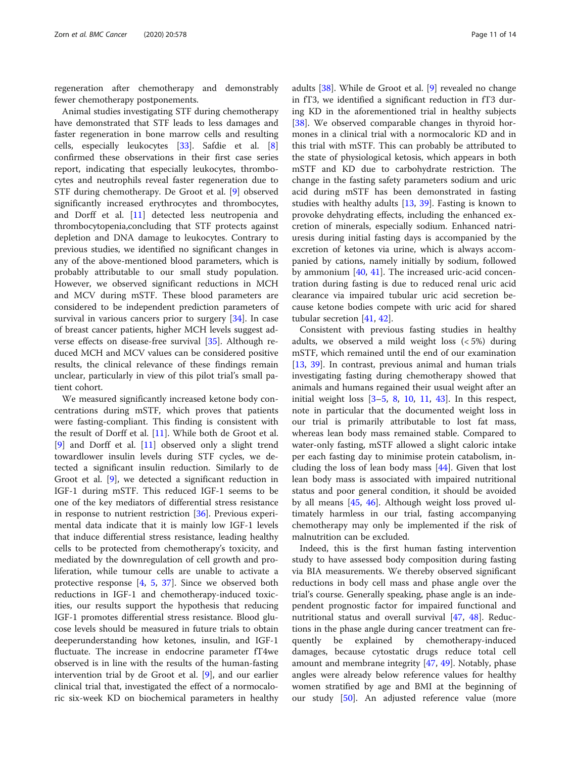regeneration after chemotherapy and demonstrably fewer chemotherapy postponements.

Animal studies investigating STF during chemotherapy have demonstrated that STF leads to less damages and faster regeneration in bone marrow cells and resulting cells, especially leukocytes [33]. Safdie et al. [8] confirmed these observations in their first case series report, indicating that especially leukocytes, thrombocytes and neutrophils reveal faster regeneration due to STF during chemotherapy. De Groot et al. [9] observed significantly increased erythrocytes and thrombocytes, and Dorff et al. [11] detected less neutropenia and thrombocytopenia,concluding that STF protects against depletion and DNA damage to leukocytes. Contrary to previous studies, we identified no significant changes in any of the above-mentioned blood parameters, which is probably attributable to our small study population. However, we observed significant reductions in MCH and MCV during mSTF. These blood parameters are considered to be independent prediction parameters of survival in various cancers prior to surgery [34]. In case of breast cancer patients, higher MCH levels suggest adverse effects on disease-free survival [35]. Although reduced MCH and MCV values can be considered positive results, the clinical relevance of these findings remain unclear, particularly in view of this pilot trial's small patient cohort.

We measured significantly increased ketone body concentrations during mSTF, which proves that patients were fasting-compliant. This finding is consistent with the result of Dorff et al. [11]. While both de Groot et al. [9] and Dorff et al. [11] observed only a slight trend towardlower insulin levels during STF cycles, we detected a significant insulin reduction. Similarly to de Groot et al. [9], we detected a significant reduction in IGF-1 during mSTF. This reduced IGF-1 seems to be one of the key mediators of differential stress resistance in response to nutrient restriction [36]. Previous experimental data indicate that it is mainly low IGF-1 levels that induce differential stress resistance, leading healthy cells to be protected from chemotherapy's toxicity, and mediated by the downregulation of cell growth and proliferation, while tumour cells are unable to activate a protective response [4, 5, 37]. Since we observed both reductions in IGF-1 and chemotherapy-induced toxicities, our results support the hypothesis that reducing IGF-1 promotes differential stress resistance. Blood glucose levels should be measured in future trials to obtain deeperunderstanding how ketones, insulin, and IGF-1 fluctuate. The increase in endocrine parameter fT4we observed is in line with the results of the human-fasting intervention trial by de Groot et al. [9], and our earlier clinical trial that, investigated the effect of a normocaloric six-week KD on biochemical parameters in healthy adults [38]. While de Groot et al. [9] revealed no change in fT3, we identified a significant reduction in fT3 during KD in the aforementioned trial in healthy subjects [38]. We observed comparable changes in thyroid hormones in a clinical trial with a normocaloric KD and in this trial with mSTF. This can probably be attributed to the state of physiological ketosis, which appears in both mSTF and KD due to carbohydrate restriction. The change in the fasting safety parameters sodium and uric acid during mSTF has been demonstrated in fasting studies with healthy adults [13, 39]. Fasting is known to provoke dehydrating effects, including the enhanced excretion of minerals, especially sodium. Enhanced natriuresis during initial fasting days is accompanied by the excretion of ketones via urine, which is always accompanied by cations, namely initially by sodium, followed by ammonium [40, 41]. The increased uric-acid concentration during fasting is due to reduced renal uric acid clearance via impaired tubular uric acid secretion because ketone bodies compete with uric acid for shared tubular secretion [41, 42].

Consistent with previous fasting studies in healthy adults, we observed a mild weight loss (< 5%) during mSTF, which remained until the end of our examination [13, 39]. In contrast, previous animal and human trials investigating fasting during chemotherapy showed that animals and humans regained their usual weight after an initial weight loss [3–5, 8, 10, 11, 43]. In this respect, note in particular that the documented weight loss in our trial is primarily attributable to lost fat mass, whereas lean body mass remained stable. Compared to water-only fasting, mSTF allowed a slight caloric intake per each fasting day to minimise protein catabolism, including the loss of lean body mass [44]. Given that lost lean body mass is associated with impaired nutritional status and poor general condition, it should be avoided by all means [45, 46]. Although weight loss proved ultimately harmless in our trial, fasting accompanying chemotherapy may only be implemented if the risk of malnutrition can be excluded.

Indeed, this is the first human fasting intervention study to have assessed body composition during fasting via BIA measurements. We thereby observed significant reductions in body cell mass and phase angle over the trial's course. Generally speaking, phase angle is an independent prognostic factor for impaired functional and nutritional status and overall survival [47, 48]. Reductions in the phase angle during cancer treatment can frequently be explained by chemotherapy-induced damages, because cytostatic drugs reduce total cell amount and membrane integrity [47, 49]. Notably, phase angles were already below reference values for healthy women stratified by age and BMI at the beginning of our study [50]. An adjusted reference value (more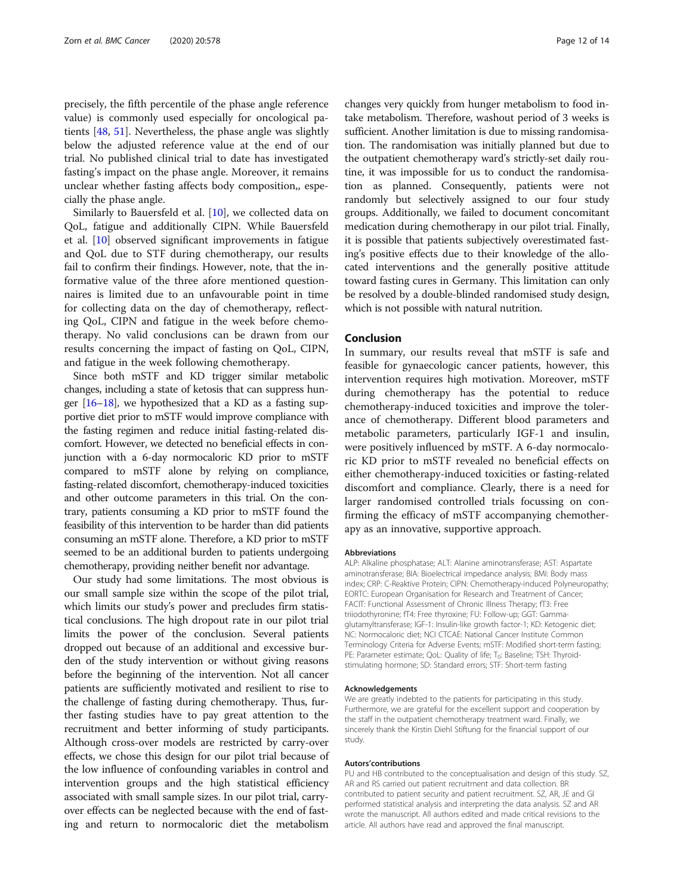precisely, the fifth percentile of the phase angle reference value) is commonly used especially for oncological patients [48, 51]. Nevertheless, the phase angle was slightly below the adjusted reference value at the end of our trial. No published clinical trial to date has investigated fasting's impact on the phase angle. Moreover, it remains unclear whether fasting affects body composition,, especially the phase angle.

Similarly to Bauersfeld et al. [10], we collected data on QoL, fatigue and additionally CIPN. While Bauersfeld et al. [10] observed significant improvements in fatigue and QoL due to STF during chemotherapy, our results fail to confirm their findings. However, note, that the informative value of the three afore mentioned questionnaires is limited due to an unfavourable point in time for collecting data on the day of chemotherapy, reflecting QoL, CIPN and fatigue in the week before chemotherapy. No valid conclusions can be drawn from our results concerning the impact of fasting on QoL, CIPN, and fatigue in the week following chemotherapy.

Since both mSTF and KD trigger similar metabolic changes, including a state of ketosis that can suppress hunger [16–18], we hypothesized that a KD as a fasting supportive diet prior to mSTF would improve compliance with the fasting regimen and reduce initial fasting-related discomfort. However, we detected no beneficial effects in conjunction with a 6-day normocaloric KD prior to mSTF compared to mSTF alone by relying on compliance, fasting-related discomfort, chemotherapy-induced toxicities and other outcome parameters in this trial. On the contrary, patients consuming a KD prior to mSTF found the feasibility of this intervention to be harder than did patients consuming an mSTF alone. Therefore, a KD prior to mSTF seemed to be an additional burden to patients undergoing chemotherapy, providing neither benefit nor advantage.

Our study had some limitations. The most obvious is our small sample size within the scope of the pilot trial, which limits our study's power and precludes firm statistical conclusions. The high dropout rate in our pilot trial limits the power of the conclusion. Several patients dropped out because of an additional and excessive burden of the study intervention or without giving reasons before the beginning of the intervention. Not all cancer patients are sufficiently motivated and resilient to rise to the challenge of fasting during chemotherapy. Thus, further fasting studies have to pay great attention to the recruitment and better informing of study participants. Although cross-over models are restricted by carry-over effects, we chose this design for our pilot trial because of the low influence of confounding variables in control and intervention groups and the high statistical efficiency associated with small sample sizes. In our pilot trial, carry-over effects can be neglected because with the end of fasting and return to normocaloric diet the metabolism changes very quickly from hunger metabolism to food intake metabolism. Therefore, washout period of 3 weeks is sufficient. Another limitation is due to missing randomisation. The randomisation was initially planned but due to the outpatient chemotherapy ward's strictly-set daily routine, it was impossible for us to conduct the randomisation as planned. Consequently, patients were not randomly but selectively assigned to our four study groups. Additionally, we failed to document concomitant medication during chemotherapy in our pilot trial. Finally, it is possible that patients subjectively overestimated fasting's positive effects due to their knowledge of the allocated interventions and the generally positive attitude toward fasting cures in Germany. This limitation can only be resolved by a double-blinded randomised study design, which is not possible with natural nutrition.

## Conclusion

In summary, our results reveal that mSTF is safe and feasible for gynaecologic cancer patients, however, this intervention requires high motivation. Moreover, mSTF during chemotherapy has the potential to reduce chemotherapy-induced toxicities and improve the tolerance of chemotherapy. Different blood parameters and metabolic parameters, particularly IGF-1 and insulin, were positively influenced by mSTF. A 6-day normocaloric KD prior to mSTF revealed no beneficial effects on either chemotherapy-induced toxicities or fasting-related discomfort and compliance. Clearly, there is a need for larger randomised controlled trials focussing on confirming the efficacy of mSTF accompanying chemotherapy as an innovative, supportive approach.

#### Abbreviations

ALP: Alkaline phosphatase; ALT: Alanine aminotransferase; AST: Aspartate aminotransferase; BIA: Bioelectrical impedance analysis; BMI: Body mass index; CRP: C-Reaktive Protein; CIPN: Chemotherapy-induced Polyneuropathy; EORTC: European Organisation for Research and Treatment of Cancer; FACIT: Functional Assessment of Chronic Illness Therapy; fT3: Free triiodothyronine; fT4: Free thyroxine; FU: Follow-up; GGT: Gamma-glutamyltransferase; IGF-1: Insulin-like growth factor-1; KD: Ketogenic diet; NC: Normocaloric diet; NCI CTCAE: National Cancer Institute Common Terminology Criteria for Adverse Events; mSTF: Modified short-term fasting; PE: Parameter estimate; QoL: Quality of life; $T_0$: Baseline; TSH: Thyroid-stimulating hormone; SD: Standard errors; STF: Short-term fasting

#### Acknowledgements

We are greatly indebted to the patients for participating in this study. Furthermore, we are grateful for the excellent support and cooperation by the staff in the outpatient chemotherapy treatment ward. Finally, we sincerely thank the Kirstin Diehl Stiftung for the financial support of our study.

#### Autors'contributions

PU and HB contributed to the conceptualisation and design of this study. SZ, AR and RS carried out patient recruitment and data collection. BR contributed to patient security and patient recruitment. SZ, AR, JE and GI performed statistical analysis and interpreting the data analysis. SZ and AR wrote the manuscript. All authors edited and made critical revisions to the article. All authors have read and approved the final manuscript.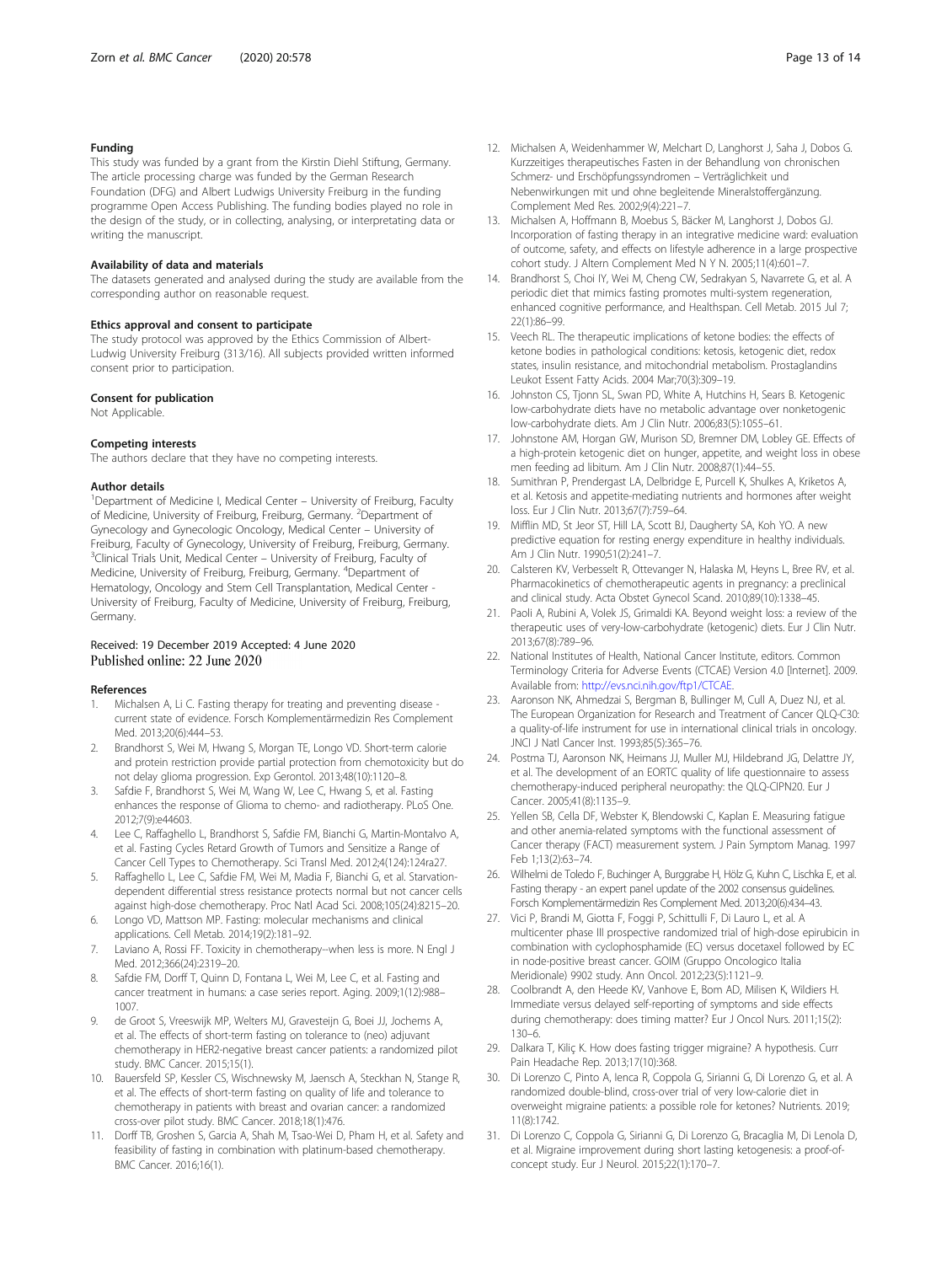#### Funding

This study was funded by a grant from the Kirstin Diehl Stiftung, Germany. The article processing charge was funded by the German Research Foundation (DFG) and Albert Ludwigs University Freiburg in the funding programme Open Access Publishing. The funding bodies played no role in the design of the study, or in collecting, analysing, or interpretating data or writing the manuscript.

#### Availability of data and materials

The datasets generated and analysed during the study are available from the corresponding author on reasonable request.

#### Ethics approval and consent to participate

The study protocol was approved by the Ethics Commission of Albert-Ludwig University Freiburg (313/16). All subjects provided written informed consent prior to participation.

#### Consent for publication

Not Applicable.

#### Competing interests

The authors declare that they have no competing interests.

#### Author details

[1]Department of Medicine I, Medical Center – University of Freiburg, Faculty of Medicine, University of Freiburg, Freiburg, Germany. [2]Department of Gynecology and Gynecologic Oncology, Medical Center – University of Freiburg, Faculty of Gynecology, University of Freiburg, Freiburg, Germany. [3]Clinical Trials Unit, Medical Center – University of Freiburg, Faculty of Medicine, University of Freiburg, Freiburg, Germany. [4]Department of Hematology, Oncology and Stem Cell Transplantation, Medical Center - University of Freiburg, Faculty of Medicine, University of Freiburg, Freiburg, Germany.

Received: 19 December 2019 Accepted: 4 June 2020
Published online: 22 June 2020

#### References

1. Michalsen A, Li C. Fasting therapy for treating and preventing disease - current state of evidence. Forsch Komplementärmedizin Res Complement Med. 2013;20(6):444–53.
2. Brandhorst S, Wei M, Hwang S, Morgan TE, Longo VD. Short-term calorie and protein restriction provide partial protection from chemotoxicity but do not delay glioma progression. Exp Gerontol. 2013;48(10):1120–8.
3. Safdie F, Brandhorst S, Wei M, Wang W, Lee C, Hwang S, et al. Fasting enhances the response of Glioma to chemo- and radiotherapy. PLoS One. 2012;7(9):e44603.
4. Lee C, Raffaghello L, Brandhorst S, Safdie FM, Bianchi G, Martin-Montalvo A, et al. Fasting Cycles Retard Growth of Tumors and Sensitize a Range of Cancer Cell Types to Chemotherapy. Sci Transl Med. 2012;4(124):124ra27.
5. Raffaghello L, Lee C, Safdie FM, Wei M, Madia F, Bianchi G, et al. Starvation-dependent differential stress resistance protects normal but not cancer cells against high-dose chemotherapy. Proc Natl Acad Sci. 2008;105(24):8215–20.
6. Longo VD, Mattson MP. Fasting: molecular mechanisms and clinical applications. Cell Metab. 2014;19(2):181–92.
7. Laviano A, Rossi FF. Toxicity in chemotherapy--when less is more. N Engl J Med. 2012;366(24):2319–20.
8. Safdie FM, Dorff T, Quinn D, Fontana L, Wei M, Lee C, et al. Fasting and cancer treatment in humans: a case series report. Aging. 2009;1(12):988–1007.
9. de Groot S, Vreeswijk MP, Welters MJ, Gravesteijn G, Boei JJ, Jochems A, et al. The effects of short-term fasting on tolerance to (neo) adjuvant chemotherapy in HER2-negative breast cancer patients: a randomized pilot study. BMC Cancer. 2015;15(1).
10. Bauersfeld SP, Kessler CS, Wischnewsky M, Jaensch A, Steckhan N, Stange R, et al. The effects of short-term fasting on quality of life and tolerance to chemotherapy in patients with breast and ovarian cancer: a randomized cross-over pilot study. BMC Cancer. 2018;18(1):476.
11. Dorff TB, Groshen S, Garcia A, Shah M, Tsao-Wei D, Pham H, et al. Safety and feasibility of fasting in combination with platinum-based chemotherapy. BMC Cancer. 2016;16(1).
12. Michalsen A, Weidenhammer W, Melchart D, Langhorst J, Saha J, Dobos G. Kurzzeitiges therapeutisches Fasten in der Behandlung von chronischen Schmerz- und Erschöpfungssyndromen – Verträglichkeit und Nebenwirkungen mit und ohne begleitende Mineralstoffergänzung. Complement Med Res. 2002;9(4):221–7.
13. Michalsen A, Hoffmann B, Moebus S, Bäcker M, Langhorst J, Dobos GJ. Incorporation of fasting therapy in an integrative medicine ward: evaluation of outcome, safety, and effects on lifestyle adherence in a large prospective cohort study. J Altern Complement Med N Y N. 2005;11(4):601–7.
14. Brandhorst S, Choi IY, Wei M, Cheng CW, Sedrakyan S, Navarrete G, et al. A periodic diet that mimics fasting promotes multi-system regeneration, enhanced cognitive performance, and Healthspan. Cell Metab. 2015 Jul 7; 22(1):86–99.
15. Veech RL. The therapeutic implications of ketone bodies: the effects of ketone bodies in pathological conditions: ketosis, ketogenic diet, redox states, insulin resistance, and mitochondrial metabolism. Prostaglandins Leukot Essent Fatty Acids. 2004 Mar;70(3):309–19.
16. Johnston CS, Tjonn SL, Swan PD, White A, Hutchins H, Sears B. Ketogenic low-carbohydrate diets have no metabolic advantage over nonketogenic low-carbohydrate diets. Am J Clin Nutr. 2006;83(5):1055–61.
17. Johnstone AM, Horgan GW, Murison SD, Bremner DM, Lobley GE. Effects of a high-protein ketogenic diet on hunger, appetite, and weight loss in obese men feeding ad libitum. Am J Clin Nutr. 2008;87(1):44–55.
18. Sumithran P, Prendergast LA, Delbridge E, Purcell K, Shulkes A, Kriketos A, et al. Ketosis and appetite-mediating nutrients and hormones after weight loss. Eur J Clin Nutr. 2013;67(7):759–64.
19. Mifflin MD, St Jeor ST, Hill LA, Scott BJ, Daugherty SA, Koh YO. A new predictive equation for resting energy expenditure in healthy individuals. Am J Clin Nutr. 1990;51(2):241–7.
20. Calsteren KV, Verbesselt R, Ottevanger N, Halaska M, Heyns L, Bree RV, et al. Pharmacokinetics of chemotherapeutic agents in pregnancy: a preclinical and clinical study. Acta Obstet Gynecol Scand. 2010;89(10):1338–45.
21. Paoli A, Rubini A, Volek JS, Grimaldi KA. Beyond weight loss: a review of the therapeutic uses of very-low-carbohydrate (ketogenic) diets. Eur J Clin Nutr. 2013;67(8):789–96.
22. National Institutes of Health, National Cancer Institute, editors. Common Terminology Criteria for Adverse Events (CTCAE) Version 4.0 [Internet]. 2009. Available from: http://evs.nci.nih.gov/ftp1/CTCAE.
23. Aaronson NK, Ahmedzai S, Bergman B, Bullinger M, Cull A, Duez NJ, et al. The European Organization for Research and Treatment of Cancer QLQ-C30: a quality-of-life instrument for use in international clinical trials in oncology. JNCI J Natl Cancer Inst. 1993;85(5):365–76.
24. Postma TJ, Aaronson NK, Heimans JJ, Muller MJ, Hildebrand JG, Delattre JY, et al. The development of an EORTC quality of life questionnaire to assess chemotherapy-induced peripheral neuropathy: the QLQ-CIPN20. Eur J Cancer. 2005;41(8):1135–9.
25. Yellen SB, Cella DF, Webster K, Blendowski C, Kaplan E. Measuring fatigue and other anemia-related symptoms with the functional assessment of Cancer therapy (FACT) measurement system. J Pain Symptom Manag. 1997 Feb 1;13(2):63–74.
26. Wilhelmi de Toledo F, Buchinger A, Burggrabe H, Hölz G, Kuhn C, Lischka E, et al. Fasting therapy - an expert panel update of the 2002 consensus guidelines. Forsch Komplementärmedizin Res Complement Med. 2013;20(6):434–43.
27. Vici P, Brandi M, Giotta F, Foggi P, Schittulli F, Di Lauro L, et al. A multicenter phase III prospective randomized trial of high-dose epirubicin in combination with cyclophosphamide (EC) versus docetaxel followed by EC in node-positive breast cancer. GOIM (Gruppo Oncologico Italia Meridionale) 9902 study. Ann Oncol. 2012;23(5):1121–9.
28. Coolbrandt A, den Heede KV, Vanhove E, Bom AD, Milisen K, Wildiers H. Immediate versus delayed self-reporting of symptoms and side effects during chemotherapy: does timing matter? Eur J Oncol Nurs. 2011;15(2): 130–6.
29. Dalkara T, Kiliç K. How does fasting trigger migraine? A hypothesis. Curr Pain Headache Rep. 2013;17(10):368.
30. Di Lorenzo C, Pinto A, Ienca R, Coppola G, Sirianni G, Di Lorenzo G, et al. A randomized double-blind, cross-over trial of very low-calorie diet in overweight migraine patients: a possible role for ketones? Nutrients. 2019; 11(8):1742.
31. Di Lorenzo C, Coppola G, Sirianni G, Di Lorenzo G, Bracaglia M, Di Lenola D, et al. Migraine improvement during short lasting ketogenesis: a proof-of-concept study. Eur J Neurol. 2015;22(1):170–7.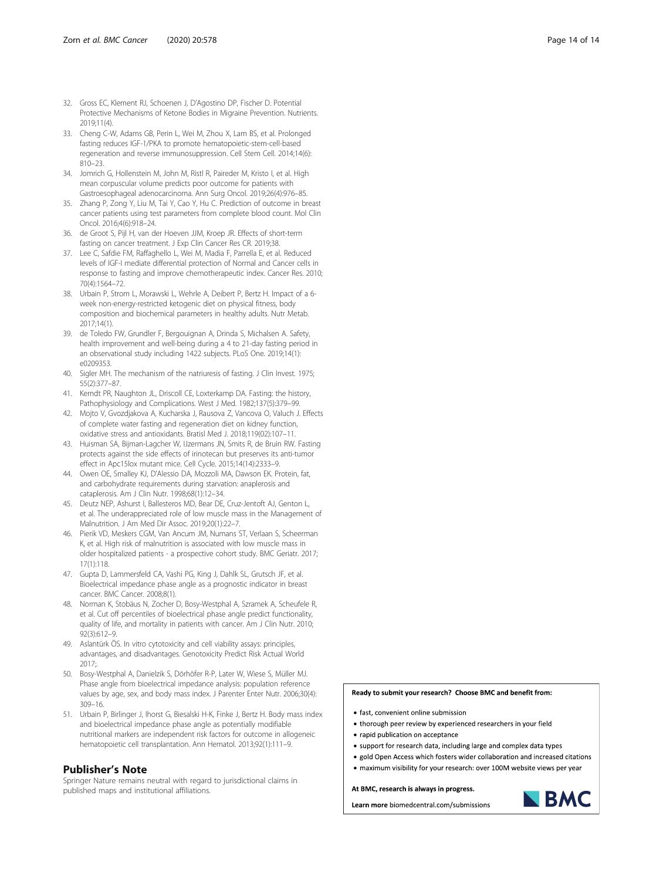32. Gross EC, Klement RJ, Schoenen J, D'Agostino DP, Fischer D. Potential Protective Mechanisms of Ketone Bodies in Migraine Prevention. Nutrients. 2019;11(4).
33. Cheng C-W, Adams GB, Perin L, Wei M, Zhou X, Lam BS, et al. Prolonged fasting reduces IGF-1/PKA to promote hematopoietic-stem-cell-based regeneration and reverse immunosuppression. Cell Stem Cell. 2014;14(6): 810–23.
34. Jomrich G, Hollenstein M, John M, Ristl R, Paireder M, Kristo I, et al. High mean corpuscular volume predicts poor outcome for patients with Gastroesophageal adenocarcinoma. Ann Surg Oncol. 2019;26(4):976–85.
35. Zhang P, Zong Y, Liu M, Tai Y, Cao Y, Hu C. Prediction of outcome in breast cancer patients using test parameters from complete blood count. Mol Clin Oncol. 2016;4(6):918–24.
36. de Groot S, Pijl H, van der Hoeven JJM, Kroep JR. Effects of short-term fasting on cancer treatment. J Exp Clin Cancer Res CR. 2019;38.
37. Lee C, Safdie FM, Raffaghello L, Wei M, Madia F, Parrella E, et al. Reduced levels of IGF-I mediate differential protection of Normal and Cancer cells in response to fasting and improve chemotherapeutic index. Cancer Res. 2010; 70(4):1564–72.
38. Urbain P, Strom L, Morawski L, Wehrle A, Deibert P, Bertz H. Impact of a 6-week non-energy-restricted ketogenic diet on physical fitness, body composition and biochemical parameters in healthy adults. Nutr Metab. 2017;14(1).
39. de Toledo FW, Grundler F, Bergouignan A, Drinda S, Michalsen A. Safety, health improvement and well-being during a 4 to 21-day fasting period in an observational study including 1422 subjects. PLoS One. 2019;14(1): e0209353.
40. Sigler MH. The mechanism of the natriuresis of fasting. J Clin Invest. 1975; 55(2):377–87.
41. Kerndt PR, Naughton JL, Driscoll CE, Loxterkamp DA. Fasting: the history, Pathophysiology and Complications. West J Med. 1982;137(5):379–99.
42. Mojto V, Gvozdjakova A, Kucharska J, Rausova Z, Vancova O, Valuch J. Effects of complete water fasting and regeneration diet on kidney function, oxidative stress and antioxidants. Bratisl Med J. 2018;119(02):107–11.
43. Huisman SA, Bijman-Lagcher W, IJzermans JN, Smits R, de Bruin RW. Fasting protects against the side effects of irinotecan but preserves its anti-tumor effect in Apc15lox mutant mice. Cell Cycle. 2015;14(14):2333–9.
44. Owen OE, Smalley KJ, D'Alessio DA, Mozzoli MA, Dawson EK. Protein, fat, and carbohydrate requirements during starvation: anaplerosis and cataplerosis. Am J Clin Nutr. 1998;68(1):12–34.
45. Deutz NEP, Ashurst I, Ballesteros MD, Bear DE, Cruz-Jentoft AJ, Genton L, et al. The underappreciated role of low muscle mass in the Management of Malnutrition. J Am Med Dir Assoc. 2019;20(1):22–7.
46. Pierik VD, Meskers CGM, Van Ancum JM, Numans ST, Verlaan S, Scheerman K, et al. High risk of malnutrition is associated with low muscle mass in older hospitalized patients - a prospective cohort study. BMC Geriatr. 2017; 17(1):118.
47. Gupta D, Lammersfeld CA, Vashi PG, King J, Dahlk SL, Grutsch JF, et al. Bioelectrical impedance phase angle as a prognostic indicator in breast cancer. BMC Cancer. 2008;8(1).
48. Norman K, Stobäus N, Zocher D, Bosy-Westphal A, Szramek A, Scheufele R, et al. Cut off percentiles of bioelectrical phase angle predict functionality, quality of life, and mortality in patients with cancer. Am J Clin Nutr. 2010; 92(3):612–9.
49. Aslantürk ÖS. In vitro cytotoxicity and cell viability assays: principles, advantages, and disadvantages. Genotoxicity Predict Risk Actual World 2017;.
50. Bosy-Westphal A, Danielzik S, Dörhöfer R-P, Later W, Wiese S, Müller MJ. Phase angle from bioelectrical impedance analysis: population reference values by age, sex, and body mass index. J Parenter Enter Nutr. 2006;30(4): 309–16.
51. Urbain P, Birlinger J, Ihorst G, Biesalski H-K, Finke J, Bertz H. Body mass index and bioelectrical impedance phase angle as potentially modifiable nutritional markers are independent risk factors for outcome in allogeneic hematopoietic cell transplantation. Ann Hematol. 2013;92(1):111–9.

## Publisher's Note

Springer Nature remains neutral with regard to jurisdictional claims in published maps and institutional affiliations.

**Ready to submit your research? Choose BMC and benefit from:**

- fast, convenient online submission
- thorough peer review by experienced researchers in your field
- rapid publication on acceptance
- support for research data, including large and complex data types
- gold Open Access which fosters wider collaboration and increased citations
- maximum visibility for your research: over 100M website views per year

**At BMC, research is always in progress.**

**Learn more** biomedcentral.com/submissions

BMC